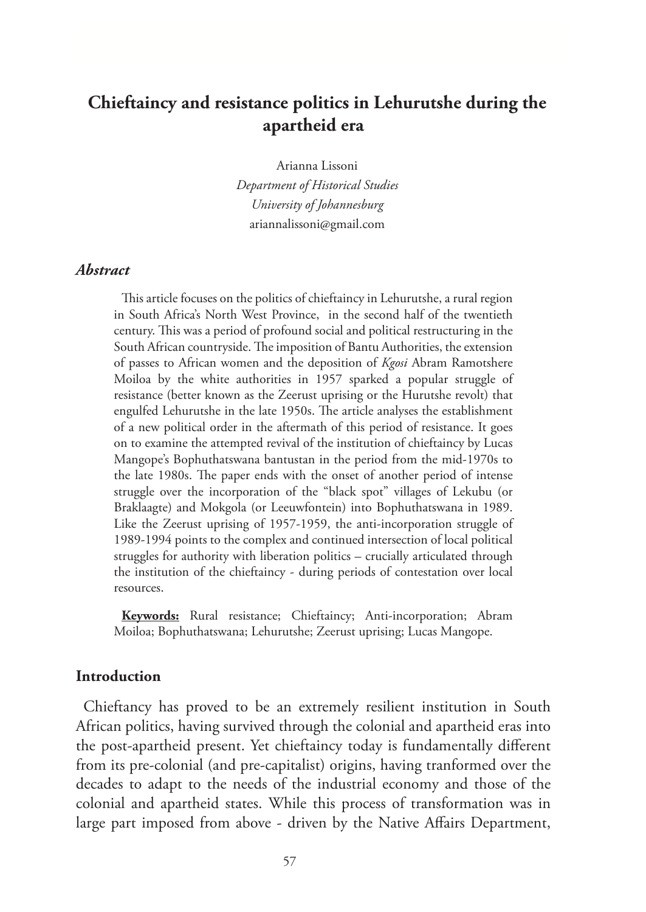# Chieftaincy and resistance politics in Lehurutshe during the apartheid era

Arianna Lissoni
*Department of Historical Studies*
*University of Johannesburg*
ariannalissoni@gmail.com

### *Abstract*

This article focuses on the politics of chieftaincy in Lehurutshe, a rural region in South Africa's North West Province, in the second half of the twentieth century. This was a period of profound social and political restructuring in the South African countryside. The imposition of Bantu Authorities, the extension of passes to African women and the deposition of *Kgosi* Abram Ramotshere Moiloa by the white authorities in 1957 sparked a popular struggle of resistance (better known as the Zeerust uprising or the Hurutshe revolt) that engulfed Lehurutshe in the late 1950s. The article analyses the establishment of a new political order in the aftermath of this period of resistance. It goes on to examine the attempted revival of the institution of chieftaincy by Lucas Mangope's Bophuthatswana bantustan in the period from the mid-1970s to the late 1980s. The paper ends with the onset of another period of intense struggle over the incorporation of the "black spot" villages of Lekubu (or Braklaagte) and Mokgola (or Leeuwfontein) into Bophuthatswana in 1989. Like the Zeerust uprising of 1957-1959, the anti-incorporation struggle of 1989-1994 points to the complex and continued intersection of local political struggles for authority with liberation politics – crucially articulated through the institution of the chieftaincy - during periods of contestation over local resources.

**Keywords:** Rural resistance; Chieftaincy; Anti-incorporation; Abram Moiloa; Bophuthatswana; Lehurutshe; Zeerust uprising; Lucas Mangope.

## Introduction

Chieftancy has proved to be an extremely resilient institution in South African politics, having survived through the colonial and apartheid eras into the post-apartheid present. Yet chieftaincy today is fundamentally different from its pre-colonial (and pre-capitalist) origins, having tranformed over the decades to adapt to the needs of the industrial economy and those of the colonial and apartheid states. While this process of transformation was in large part imposed from above - driven by the Native Affairs Department,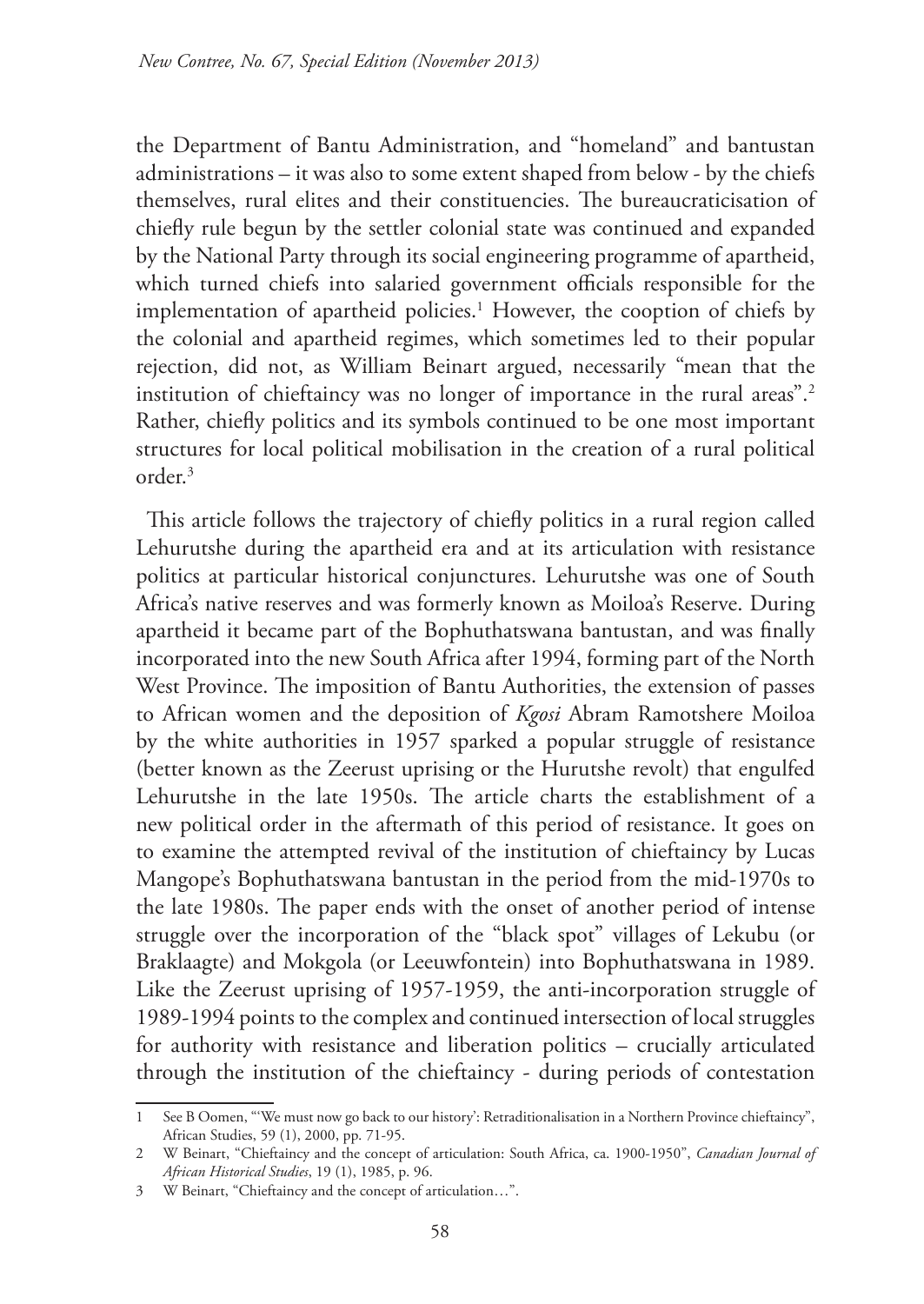the Department of Bantu Administration, and "homeland" and bantustan administrations – it was also to some extent shaped from below - by the chiefs themselves, rural elites and their constituencies. The bureaucraticisation of chiefly rule begun by the settler colonial state was continued and expanded by the National Party through its social engineering programme of apartheid, which turned chiefs into salaried government officials responsible for the implementation of apartheid policies.[1] However, the cooption of chiefs by the colonial and apartheid regimes, which sometimes led to their popular rejection, did not, as William Beinart argued, necessarily "mean that the institution of chieftaincy was no longer of importance in the rural areas".[2] Rather, chiefly politics and its symbols continued to be one most important structures for local political mobilisation in the creation of a rural political order.[3]

This article follows the trajectory of chiefly politics in a rural region called Lehurutshe during the apartheid era and at its articulation with resistance politics at particular historical conjunctures. Lehurutshe was one of South Africa's native reserves and was formerly known as Moiloa's Reserve. During apartheid it became part of the Bophuthatswana bantustan, and was finally incorporated into the new South Africa after 1994, forming part of the North West Province. The imposition of Bantu Authorities, the extension of passes to African women and the deposition of *Kgosi* Abram Ramotshere Moiloa by the white authorities in 1957 sparked a popular struggle of resistance (better known as the Zeerust uprising or the Hurutshe revolt) that engulfed Lehurutshe in the late 1950s. The article charts the establishment of a new political order in the aftermath of this period of resistance. It goes on to examine the attempted revival of the institution of chieftaincy by Lucas Mangope's Bophuthatswana bantustan in the period from the mid-1970s to the late 1980s. The paper ends with the onset of another period of intense struggle over the incorporation of the "black spot" villages of Lekubu (or Braklaagte) and Mokgola (or Leeuwfontein) into Bophuthatswana in 1989. Like the Zeerust uprising of 1957-1959, the anti-incorporation struggle of 1989-1994 points to the complex and continued intersection of local struggles for authority with resistance and liberation politics – crucially articulated through the institution of the chieftaincy - during periods of contestation

---

1 See B Oomen, "'We must now go back to our history': Retraditionalisation in a Northern Province chieftaincy", African Studies, 59 (1), 2000, pp. 71-95.

2 W Beinart, "Chieftaincy and the concept of articulation: South Africa, ca. 1900-1950", *Canadian Journal of African Historical Studies*, 19 (1), 1985, p. 96.

3 W Beinart, "Chieftaincy and the concept of articulation…".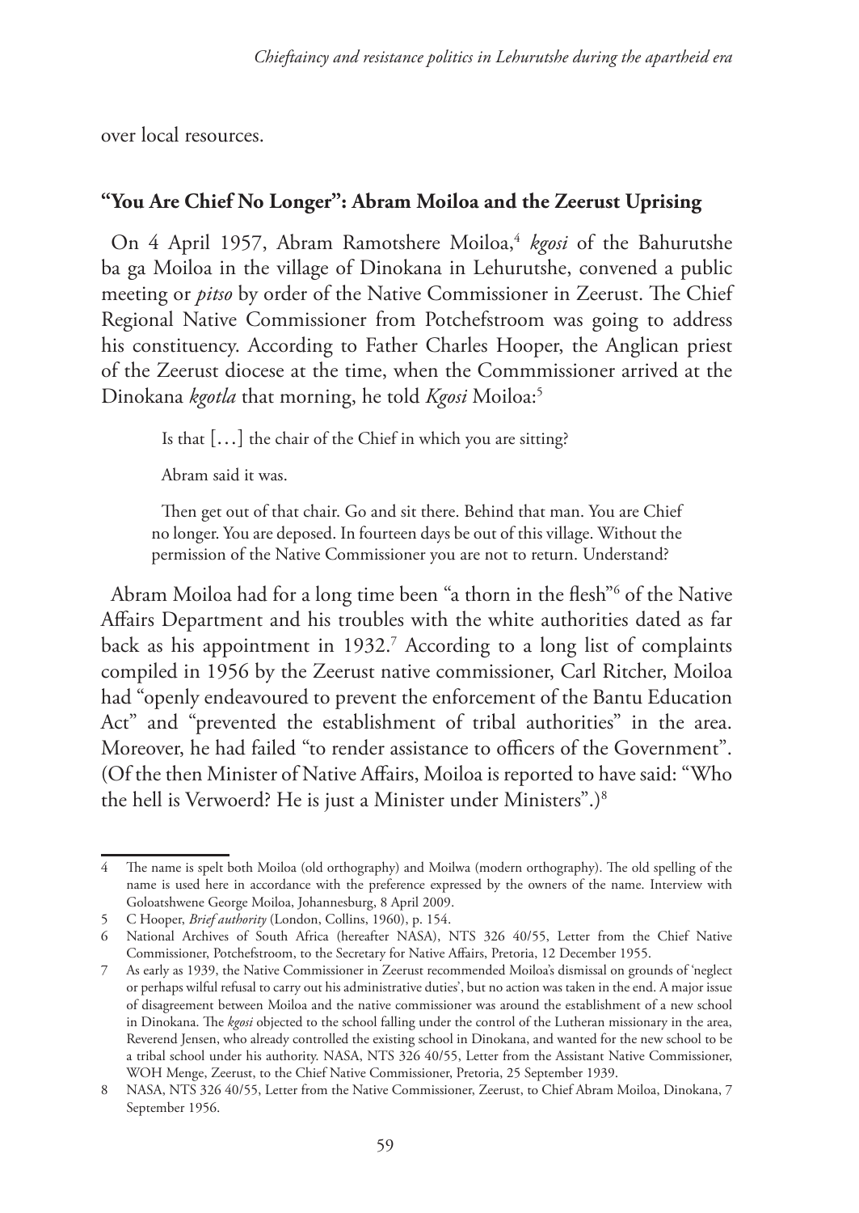over local resources.

## "You Are Chief No Longer": Abram Moiloa and the Zeerust Uprising

On 4 April 1957, Abram Ramotshere Moiloa,[4] *kgosi* of the Bahurutshe ba ga Moiloa in the village of Dinokana in Lehurutshe, convened a public meeting or *pitso* by order of the Native Commissioner in Zeerust. The Chief Regional Native Commissioner from Potchefstroom was going to address his constituency. According to Father Charles Hooper, the Anglican priest of the Zeerust diocese at the time, when the Commmissioner arrived at the Dinokana *kgotla* that morning, he told *Kgosi* Moiloa:[5]

> Is that […] the chair of the Chief in which you are sitting?
>
> Abram said it was.
>
> Then get out of that chair. Go and sit there. Behind that man. You are Chief no longer. You are deposed. In fourteen days be out of this village. Without the permission of the Native Commissioner you are not to return. Understand?

Abram Moiloa had for a long time been "a thorn in the flesh"[6] of the Native Affairs Department and his troubles with the white authorities dated as far back as his appointment in 1932.[7] According to a long list of complaints compiled in 1956 by the Zeerust native commissioner, Carl Ritcher, Moiloa had "openly endeavoured to prevent the enforcement of the Bantu Education Act" and "prevented the establishment of tribal authorities" in the area. Moreover, he had failed "to render assistance to officers of the Government". (Of the then Minister of Native Affairs, Moiloa is reported to have said: "Who the hell is Verwoerd? He is just a Minister under Ministers".)[8]

---

4 The name is spelt both Moiloa (old orthography) and Moilwa (modern orthography). The old spelling of the name is used here in accordance with the preference expressed by the owners of the name. Interview with Goloatshwene George Moiloa, Johannesburg, 8 April 2009.

5 C Hooper, *Brief authority* (London, Collins, 1960), p. 154.

6 National Archives of South Africa (hereafter NASA), NTS 326 40/55, Letter from the Chief Native Commissioner, Potchefstroom, to the Secretary for Native Affairs, Pretoria, 12 December 1955.

7 As early as 1939, the Native Commissioner in Zeerust recommended Moiloa's dismissal on grounds of 'neglect or perhaps wilful refusal to carry out his administrative duties', but no action was taken in the end. A major issue of disagreement between Moiloa and the native commissioner was around the establishment of a new school in Dinokana. The *kgosi* objected to the school falling under the control of the Lutheran missionary in the area, Reverend Jensen, who already controlled the existing school in Dinokana, and wanted for the new school to be a tribal school under his authority. NASA, NTS 326 40/55, Letter from the Assistant Native Commissioner, WOH Menge, Zeerust, to the Chief Native Commissioner, Pretoria, 25 September 1939.

8 NASA, NTS 326 40/55, Letter from the Native Commissioner, Zeerust, to Chief Abram Moiloa, Dinokana, 7 September 1956.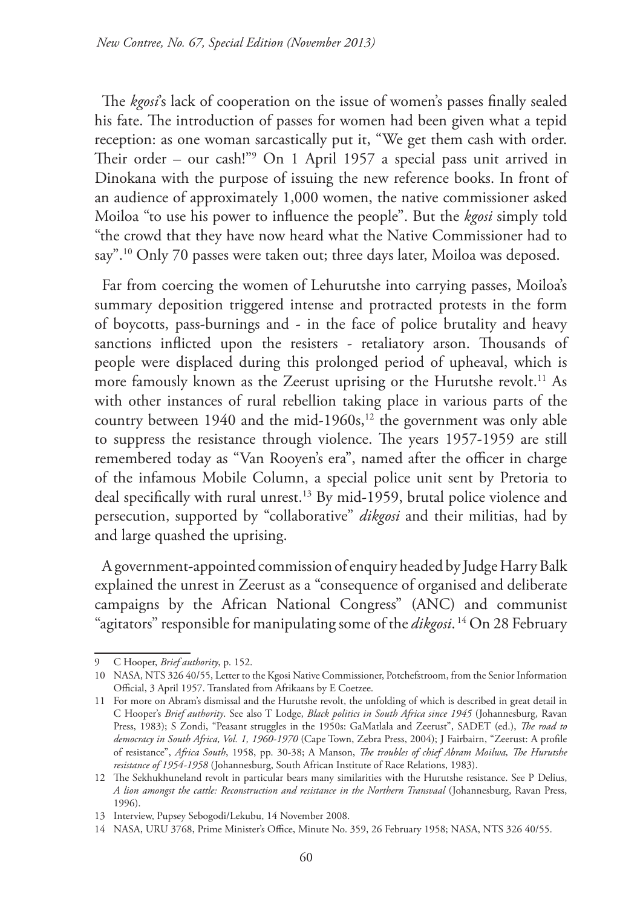The *kgosi*'s lack of cooperation on the issue of women's passes finally sealed his fate. The introduction of passes for women had been given what a tepid reception: as one woman sarcastically put it, "We get them cash with order. Their order – our cash!"[9] On 1 April 1957 a special pass unit arrived in Dinokana with the purpose of issuing the new reference books. In front of an audience of approximately 1,000 women, the native commissioner asked Moiloa "to use his power to influence the people". But the *kgosi* simply told "the crowd that they have now heard what the Native Commissioner had to say".[10] Only 70 passes were taken out; three days later, Moiloa was deposed.

Far from coercing the women of Lehurutshe into carrying passes, Moiloa's summary deposition triggered intense and protracted protests in the form of boycotts, pass-burnings and - in the face of police brutality and heavy sanctions inflicted upon the resisters - retaliatory arson. Thousands of people were displaced during this prolonged period of upheaval, which is more famously known as the Zeerust uprising or the Hurutshe revolt.[11] As with other instances of rural rebellion taking place in various parts of the country between 1940 and the mid-1960s,[12] the government was only able to suppress the resistance through violence. The years 1957-1959 are still remembered today as "Van Rooyen's era", named after the officer in charge of the infamous Mobile Column, a special police unit sent by Pretoria to deal specifically with rural unrest.[13] By mid-1959, brutal police violence and persecution, supported by "collaborative" *dikgosi* and their militias, had by and large quashed the uprising.

A government-appointed commission of enquiry headed by Judge Harry Balk explained the unrest in Zeerust as a "consequence of organised and deliberate campaigns by the African National Congress" (ANC) and communist "agitators" responsible for manipulating some of the *dikgosi*.[14] On 28 February

---

9 C Hooper, *Brief authority*, p. 152.

10 NASA, NTS 326 40/55, Letter to the Kgosi Native Commissioner, Potchefstroom, from the Senior Information Official, 3 April 1957. Translated from Afrikaans by E Coetzee.

11 For more on Abram's dismissal and the Hurutshe revolt, the unfolding of which is described in great detail in C Hooper's *Brief authority*. See also T Lodge, *Black politics in South Africa since 1945* (Johannesburg, Ravan Press, 1983); S Zondi, "Peasant struggles in the 1950s: GaMatlala and Zeerust", SADET (ed.), *The road to democracy in South Africa, Vol. 1, 1960-1970* (Cape Town, Zebra Press, 2004); J Fairbairn, "Zeerust: A profile of resistance", *Africa South*, 1958, pp. 30-38; A Manson, *The troubles of chief Abram Moilwa, The Hurutshe resistance of 1954-1958* (Johannesburg, South African Institute of Race Relations, 1983).

12 The Sekhukhuneland revolt in particular bears many similarities with the Hurutshe resistance. See P Delius, *A lion amongst the cattle: Reconstruction and resistance in the Northern Transvaal* (Johannesburg, Ravan Press, 1996).

13 Interview, Pupsey Sebogodi/Lekubu, 14 November 2008.

14 NASA, URU 3768, Prime Minister's Office, Minute No. 359, 26 February 1958; NASA, NTS 326 40/55.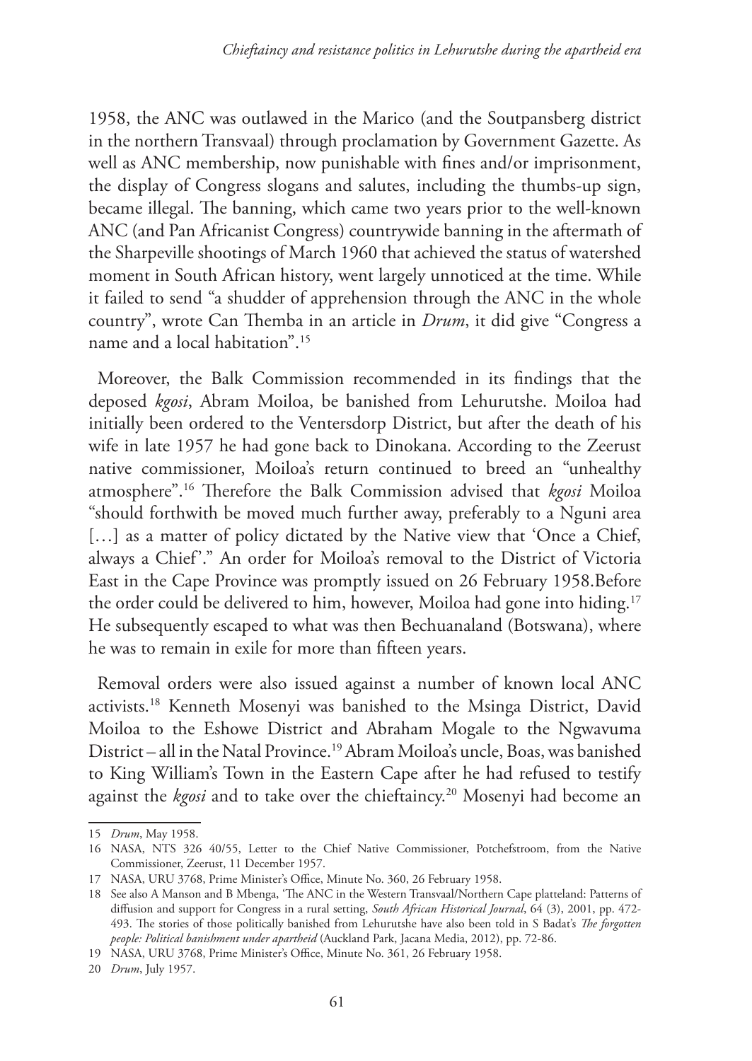1958, the ANC was outlawed in the Marico (and the Soutpansberg district in the northern Transvaal) through proclamation by Government Gazette. As well as ANC membership, now punishable with fines and/or imprisonment, the display of Congress slogans and salutes, including the thumbs-up sign, became illegal. The banning, which came two years prior to the well-known ANC (and Pan Africanist Congress) countrywide banning in the aftermath of the Sharpeville shootings of March 1960 that achieved the status of watershed moment in South African history, went largely unnoticed at the time. While it failed to send "a shudder of apprehension through the ANC in the whole country", wrote Can Themba in an article in *Drum*, it did give "Congress a name and a local habitation".[15]

Moreover, the Balk Commission recommended in its findings that the deposed *kgosi*, Abram Moiloa, be banished from Lehurutshe. Moiloa had initially been ordered to the Ventersdorp District, but after the death of his wife in late 1957 he had gone back to Dinokana. According to the Zeerust native commissioner, Moiloa's return continued to breed an "unhealthy atmosphere".[16] Therefore the Balk Commission advised that *kgosi* Moiloa "should forthwith be moved much further away, preferably to a Nguni area […] as a matter of policy dictated by the Native view that 'Once a Chief, always a Chief'." An order for Moiloa's removal to the District of Victoria East in the Cape Province was promptly issued on 26 February 1958.Before the order could be delivered to him, however, Moiloa had gone into hiding.[17] He subsequently escaped to what was then Bechuanaland (Botswana), where he was to remain in exile for more than fifteen years.

Removal orders were also issued against a number of known local ANC activists.[18] Kenneth Mosenyi was banished to the Msinga District, David Moiloa to the Eshowe District and Abraham Mogale to the Ngwavuma District – all in the Natal Province.[19] Abram Moiloa's uncle, Boas, was banished to King William's Town in the Eastern Cape after he had refused to testify against the *kgosi* and to take over the chieftaincy.[20] Mosenyi had become an

---

15 *Drum*, May 1958.

16 NASA, NTS 326 40/55, Letter to the Chief Native Commissioner, Potchefstroom, from the Native Commissioner, Zeerust, 11 December 1957.

17 NASA, URU 3768, Prime Minister's Office, Minute No. 360, 26 February 1958.

18 See also A Manson and B Mbenga, 'The ANC in the Western Transvaal/Northern Cape platteland: Patterns of diffusion and support for Congress in a rural setting, *South African Historical Journal*, 64 (3), 2001, pp. 472-493. The stories of those politically banished from Lehurutshe have also been told in S Badat's *The forgotten people: Political banishment under apartheid* (Auckland Park, Jacana Media, 2012), pp. 72-86.

19 NASA, URU 3768, Prime Minister's Office, Minute No. 361, 26 February 1958.

20 *Drum*, July 1957.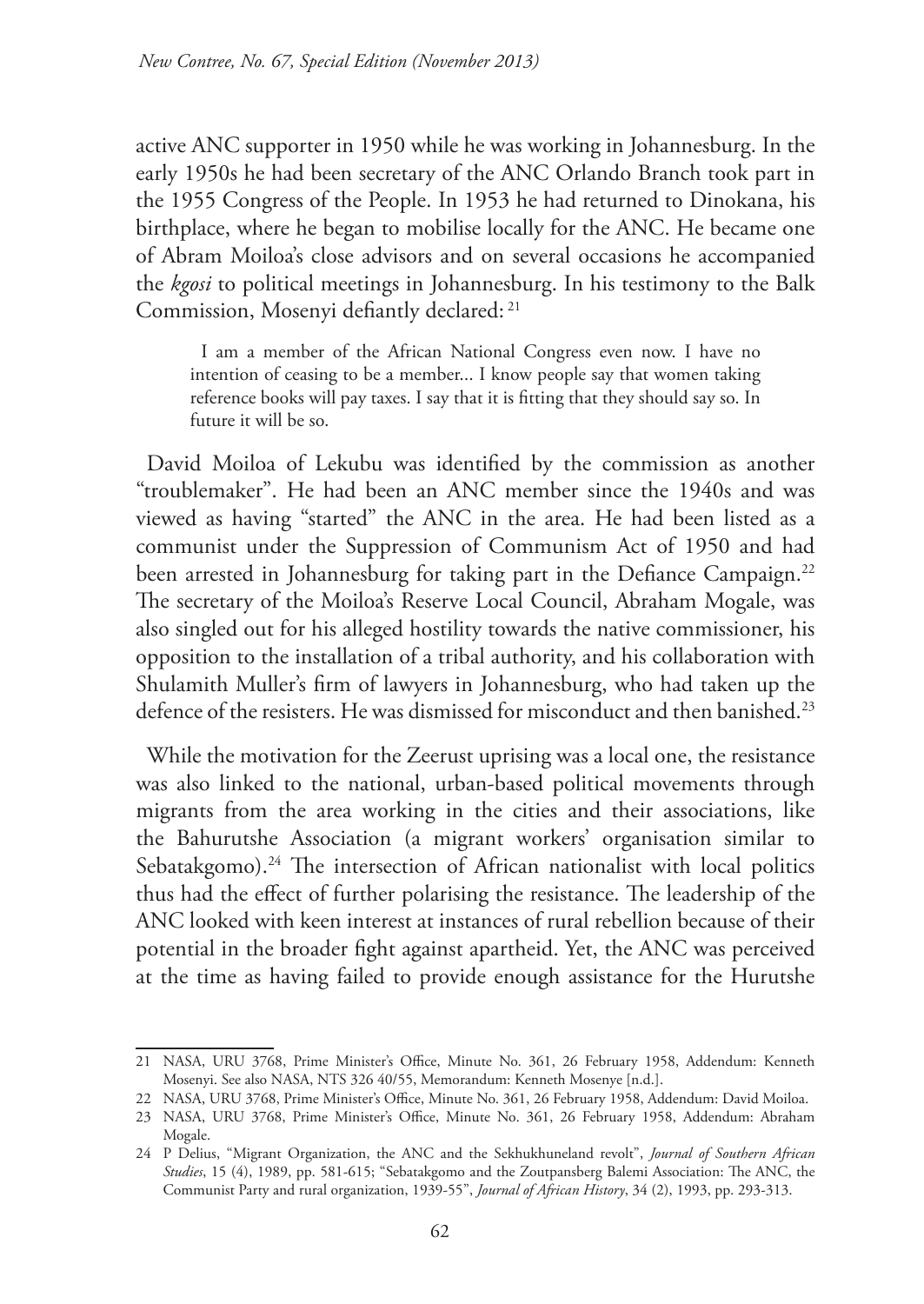active ANC supporter in 1950 while he was working in Johannesburg. In the early 1950s he had been secretary of the ANC Orlando Branch took part in the 1955 Congress of the People. In 1953 he had returned to Dinokana, his birthplace, where he began to mobilise locally for the ANC. He became one of Abram Moiloa's close advisors and on several occasions he accompanied the *kgosi* to political meetings in Johannesburg. In his testimony to the Balk Commission, Mosenyi defiantly declared: [21]

> I am a member of the African National Congress even now. I have no intention of ceasing to be a member... I know people say that women taking reference books will pay taxes. I say that it is fitting that they should say so. In future it will be so.

David Moiloa of Lekubu was identified by the commission as another "troublemaker". He had been an ANC member since the 1940s and was viewed as having "started" the ANC in the area. He had been listed as a communist under the Suppression of Communism Act of 1950 and had been arrested in Johannesburg for taking part in the Defiance Campaign.[22] The secretary of the Moiloa's Reserve Local Council, Abraham Mogale, was also singled out for his alleged hostility towards the native commissioner, his opposition to the installation of a tribal authority, and his collaboration with Shulamith Muller's firm of lawyers in Johannesburg, who had taken up the defence of the resisters. He was dismissed for misconduct and then banished.[23]

While the motivation for the Zeerust uprising was a local one, the resistance was also linked to the national, urban-based political movements through migrants from the area working in the cities and their associations, like the Bahurutshe Association (a migrant workers' organisation similar to Sebatakgomo).[24] The intersection of African nationalist with local politics thus had the effect of further polarising the resistance. The leadership of the ANC looked with keen interest at instances of rural rebellion because of their potential in the broader fight against apartheid. Yet, the ANC was perceived at the time as having failed to provide enough assistance for the Hurutshe

---

21 NASA, URU 3768, Prime Minister's Office, Minute No. 361, 26 February 1958, Addendum: Kenneth Mosenyi. See also NASA, NTS 326 40/55, Memorandum: Kenneth Mosenye [n.d.].

22 NASA, URU 3768, Prime Minister's Office, Minute No. 361, 26 February 1958, Addendum: David Moiloa.

23 NASA, URU 3768, Prime Minister's Office, Minute No. 361, 26 February 1958, Addendum: Abraham Mogale.

24 P Delius, "Migrant Organization, the ANC and the Sekhukhuneland revolt", *Journal of Southern African Studies*, 15 (4), 1989, pp. 581-615; "Sebatakgomo and the Zoutpansberg Balemi Association: The ANC, the Communist Party and rural organization, 1939-55", *Journal of African History*, 34 (2), 1993, pp. 293-313.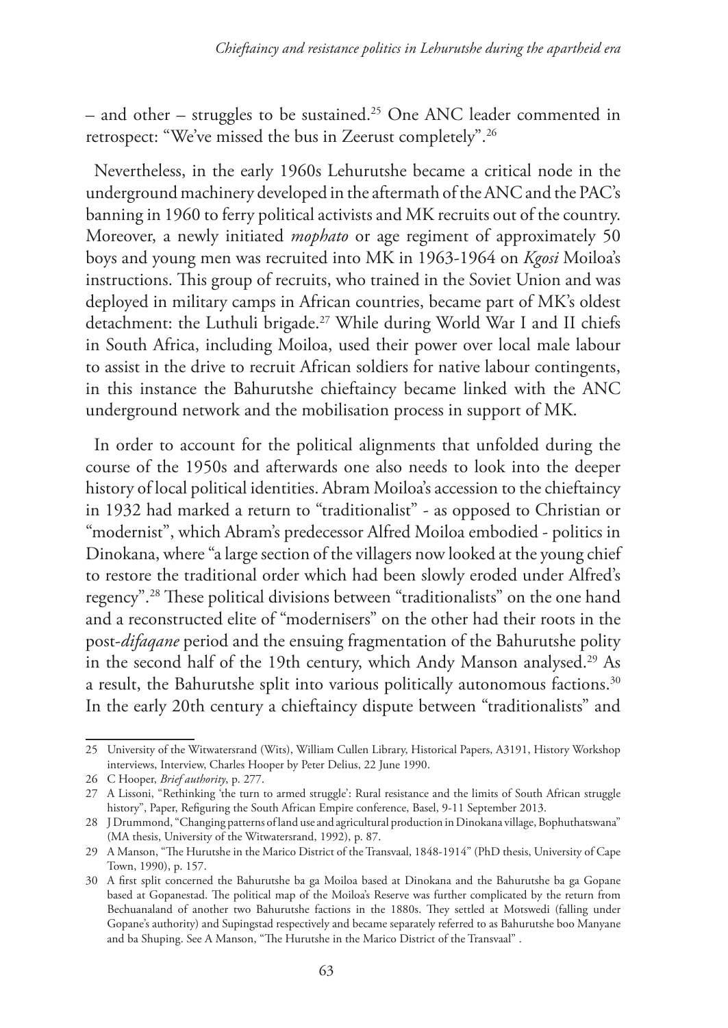– and other – struggles to be sustained.[25] One ANC leader commented in retrospect: "We've missed the bus in Zeerust completely".[26]

Nevertheless, in the early 1960s Lehurutshe became a critical node in the underground machinery developed in the aftermath of the ANC and the PAC's banning in 1960 to ferry political activists and MK recruits out of the country. Moreover, a newly initiated *mophato* or age regiment of approximately 50 boys and young men was recruited into MK in 1963-1964 on *Kgosi* Moiloa's instructions. This group of recruits, who trained in the Soviet Union and was deployed in military camps in African countries, became part of MK's oldest detachment: the Luthuli brigade.[27] While during World War I and II chiefs in South Africa, including Moiloa, used their power over local male labour to assist in the drive to recruit African soldiers for native labour contingents, in this instance the Bahurutshe chieftaincy became linked with the ANC underground network and the mobilisation process in support of MK.

In order to account for the political alignments that unfolded during the course of the 1950s and afterwards one also needs to look into the deeper history of local political identities. Abram Moiloa's accession to the chieftaincy in 1932 had marked a return to "traditionalist" - as opposed to Christian or "modernist", which Abram's predecessor Alfred Moiloa embodied - politics in Dinokana, where "a large section of the villagers now looked at the young chief to restore the traditional order which had been slowly eroded under Alfred's regency".[28] These political divisions between "traditionalists" on the one hand and a reconstructed elite of "modernisers" on the other had their roots in the post-*difaqane* period and the ensuing fragmentation of the Bahurutshe polity in the second half of the 19th century, which Andy Manson analysed.[29] As a result, the Bahurutshe split into various politically autonomous factions.[30] In the early 20th century a chieftaincy dispute between "traditionalists" and

---

25 University of the Witwatersrand (Wits), William Cullen Library, Historical Papers, A3191, History Workshop interviews, Interview, Charles Hooper by Peter Delius, 22 June 1990.

26 C Hooper, *Brief authority*, p. 277.

27 A Lissoni, "Rethinking 'the turn to armed struggle': Rural resistance and the limits of South African struggle history", Paper, Refiguring the South African Empire conference, Basel, 9-11 September 2013.

28 J Drummond, "Changing patterns of land use and agricultural production in Dinokana village, Bophuthatswana" (MA thesis, University of the Witwatersrand, 1992), p. 87.

29 A Manson, "The Hurutshe in the Marico District of the Transvaal, 1848-1914" (PhD thesis, University of Cape Town, 1990), p. 157.

30 A first split concerned the Bahurutshe ba ga Moiloa based at Dinokana and the Bahurutshe ba ga Gopane based at Gopanestad. The political map of the Moiloa's Reserve was further complicated by the return from Bechuanaland of another two Bahurutshe factions in the 1880s. They settled at Motswedi (falling under Gopane's authority) and Supingstad respectively and became separately referred to as Bahurutshe boo Manyane and ba Shuping. See A Manson, "The Hurutshe in the Marico District of the Transvaal" .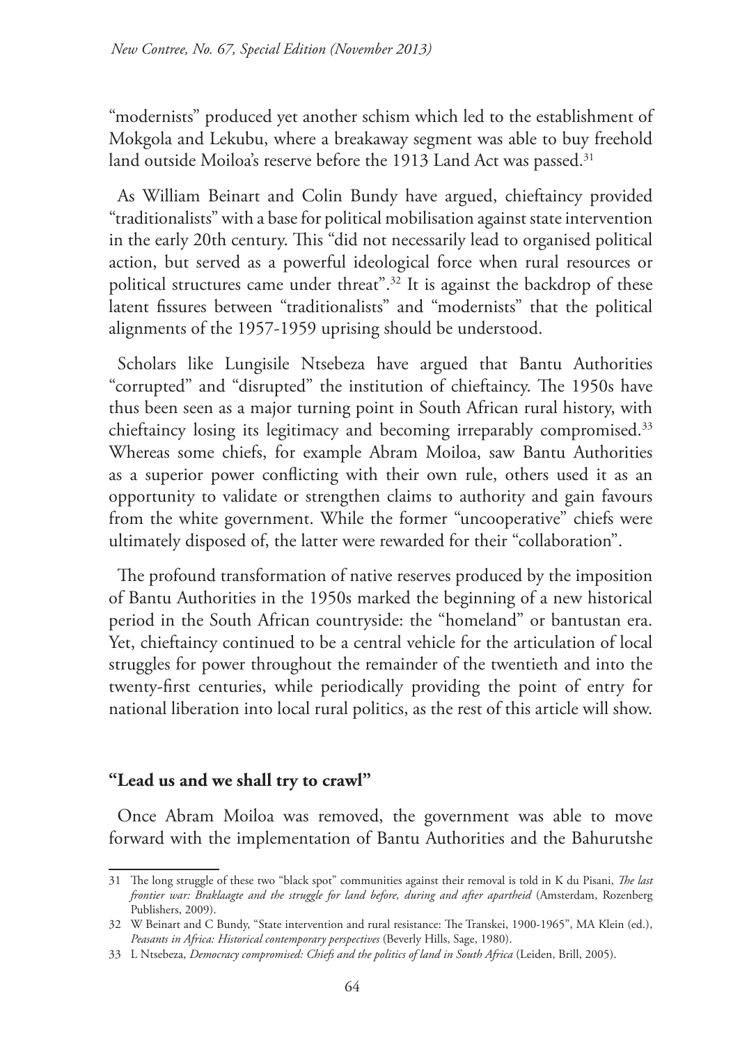"modernists" produced yet another schism which led to the establishment of Mokgola and Lekubu, where a breakaway segment was able to buy freehold land outside Moiloa's reserve before the 1913 Land Act was passed.[31]

As William Beinart and Colin Bundy have argued, chieftaincy provided "traditionalists" with a base for political mobilisation against state intervention in the early 20th century. This "did not necessarily lead to organised political action, but served as a powerful ideological force when rural resources or political structures came under threat".[32] It is against the backdrop of these latent fissures between "traditionalists" and "modernists" that the political alignments of the 1957-1959 uprising should be understood.

Scholars like Lungisile Ntsebeza have argued that Bantu Authorities "corrupted" and "disrupted" the institution of chieftaincy. The 1950s have thus been seen as a major turning point in South African rural history, with chieftaincy losing its legitimacy and becoming irreparably compromised.[33] Whereas some chiefs, for example Abram Moiloa, saw Bantu Authorities as a superior power conflicting with their own rule, others used it as an opportunity to validate or strengthen claims to authority and gain favours from the white government. While the former "uncooperative" chiefs were ultimately disposed of, the latter were rewarded for their "collaboration".

The profound transformation of native reserves produced by the imposition of Bantu Authorities in the 1950s marked the beginning of a new historical period in the South African countryside: the "homeland" or bantustan era. Yet, chieftaincy continued to be a central vehicle for the articulation of local struggles for power throughout the remainder of the twentieth and into the twenty-first centuries, while periodically providing the point of entry for national liberation into local rural politics, as the rest of this article will show.

## "Lead us and we shall try to crawl"

Once Abram Moiloa was removed, the government was able to move forward with the implementation of Bantu Authorities and the Bahurutshe

---

31 The long struggle of these two "black spot" communities against their removal is told in K du Pisani, *The last frontier war: Braklaagte and the struggle for land before, during and after apartheid* (Amsterdam, Rozenberg Publishers, 2009).

32 W Beinart and C Bundy, "State intervention and rural resistance: The Transkei, 1900-1965", MA Klein (ed.), *Peasants in Africa: Historical contemporary perspectives* (Beverly Hills, Sage, 1980).

33 L Ntsebeza, *Democracy compromised: Chiefs and the politics of land in South Africa* (Leiden, Brill, 2005).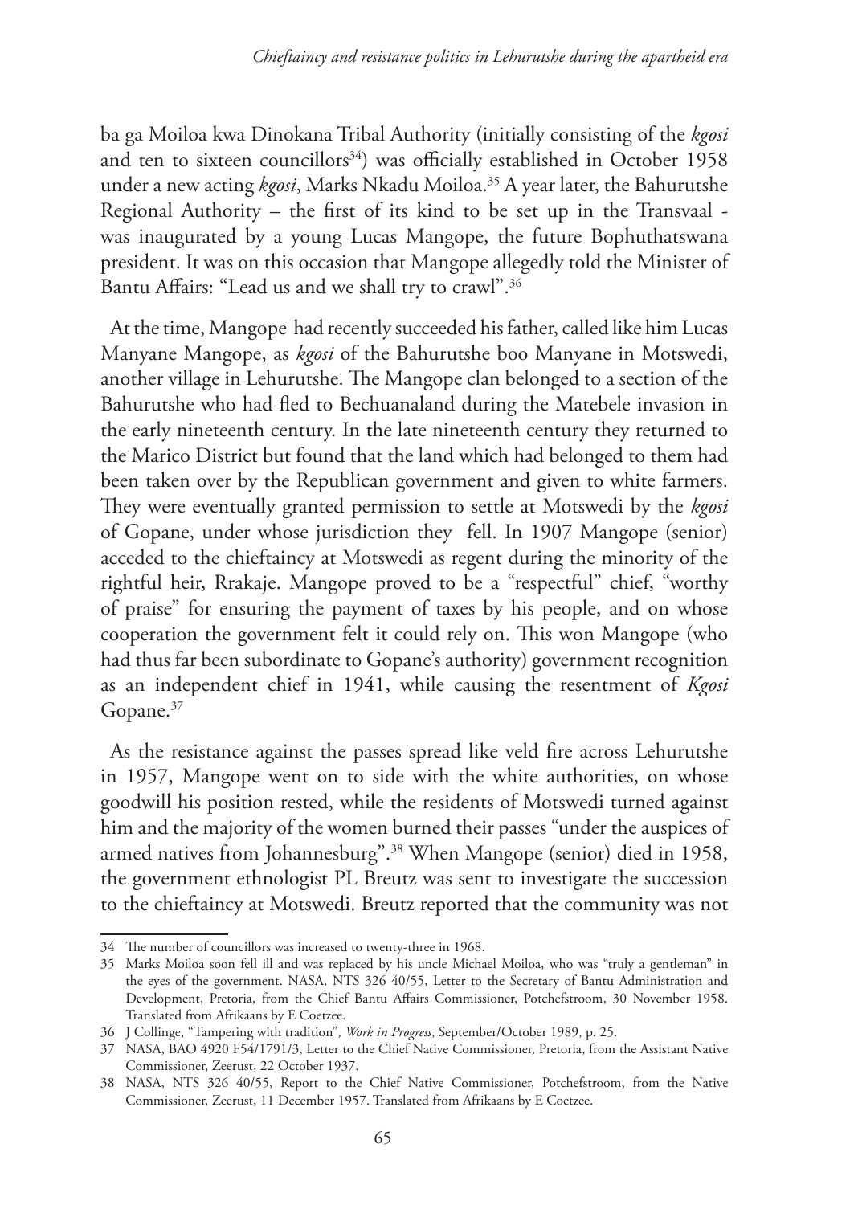ba ga Moiloa kwa Dinokana Tribal Authority (initially consisting of the *kgosi* and ten to sixteen councillors[34]) was officially established in October 1958 under a new acting *kgosi*, Marks Nkadu Moiloa.[35] A year later, the Bahurutshe Regional Authority – the first of its kind to be set up in the Transvaal - was inaugurated by a young Lucas Mangope, the future Bophuthatswana president. It was on this occasion that Mangope allegedly told the Minister of Bantu Affairs: "Lead us and we shall try to crawl".[36]

At the time, Mangope had recently succeeded his father, called like him Lucas Manyane Mangope, as *kgosi* of the Bahurutshe boo Manyane in Motswedi, another village in Lehurutshe. The Mangope clan belonged to a section of the Bahurutshe who had fled to Bechuanaland during the Matebele invasion in the early nineteenth century. In the late nineteenth century they returned to the Marico District but found that the land which had belonged to them had been taken over by the Republican government and given to white farmers. They were eventually granted permission to settle at Motswedi by the *kgosi* of Gopane, under whose jurisdiction they fell. In 1907 Mangope (senior) acceded to the chieftaincy at Motswedi as regent during the minority of the rightful heir, Rrakaje. Mangope proved to be a "respectful" chief, "worthy of praise" for ensuring the payment of taxes by his people, and on whose cooperation the government felt it could rely on. This won Mangope (who had thus far been subordinate to Gopane's authority) government recognition as an independent chief in 1941, while causing the resentment of *Kgosi* Gopane.[37]

As the resistance against the passes spread like veld fire across Lehurutshe in 1957, Mangope went on to side with the white authorities, on whose goodwill his position rested, while the residents of Motswedi turned against him and the majority of the women burned their passes "under the auspices of armed natives from Johannesburg".[38] When Mangope (senior) died in 1958, the government ethnologist PL Breutz was sent to investigate the succession to the chieftaincy at Motswedi. Breutz reported that the community was not

---

34 The number of councillors was increased to twenty-three in 1968.

35 Marks Moiloa soon fell ill and was replaced by his uncle Michael Moiloa, who was "truly a gentleman" in the eyes of the government. NASA, NTS 326 40/55, Letter to the Secretary of Bantu Administration and Development, Pretoria, from the Chief Bantu Affairs Commissioner, Potchefstroom, 30 November 1958. Translated from Afrikaans by E Coetzee.

36 J Collinge, "Tampering with tradition", *Work in Progress*, September/October 1989, p. 25.

37 NASA, BAO 4920 F54/1791/3, Letter to the Chief Native Commissioner, Pretoria, from the Assistant Native Commissioner, Zeerust, 22 October 1937.

38 NASA, NTS 326 40/55, Report to the Chief Native Commissioner, Potchefstroom, from the Native Commissioner, Zeerust, 11 December 1957. Translated from Afrikaans by E Coetzee.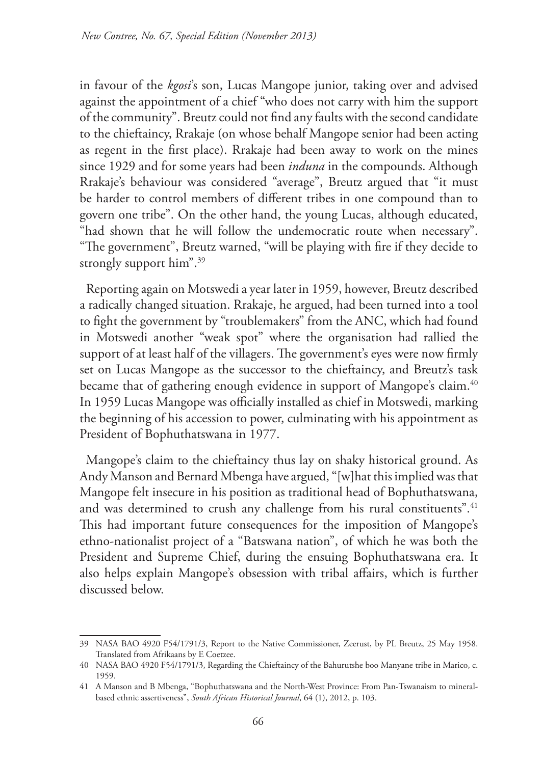in favour of the *kgosi*'s son, Lucas Mangope junior, taking over and advised against the appointment of a chief "who does not carry with him the support of the community". Breutz could not find any faults with the second candidate to the chieftaincy, Rrakaje (on whose behalf Mangope senior had been acting as regent in the first place). Rrakaje had been away to work on the mines since 1929 and for some years had been *induna* in the compounds. Although Rrakaje's behaviour was considered "average", Breutz argued that "it must be harder to control members of different tribes in one compound than to govern one tribe". On the other hand, the young Lucas, although educated, "had shown that he will follow the undemocratic route when necessary". "The government", Breutz warned, "will be playing with fire if they decide to strongly support him".[39]

Reporting again on Motswedi a year later in 1959, however, Breutz described a radically changed situation. Rrakaje, he argued, had been turned into a tool to fight the government by "troublemakers" from the ANC, which had found in Motswedi another "weak spot" where the organisation had rallied the support of at least half of the villagers. The government's eyes were now firmly set on Lucas Mangope as the successor to the chieftaincy, and Breutz's task became that of gathering enough evidence in support of Mangope's claim.[40] In 1959 Lucas Mangope was officially installed as chief in Motswedi, marking the beginning of his accession to power, culminating with his appointment as President of Bophuthatswana in 1977.

Mangope's claim to the chieftaincy thus lay on shaky historical ground. As Andy Manson and Bernard Mbenga have argued, "[w]hat this implied was that Mangope felt insecure in his position as traditional head of Bophuthatswana, and was determined to crush any challenge from his rural constituents".[41] This had important future consequences for the imposition of Mangope's ethno-nationalist project of a "Batswana nation", of which he was both the President and Supreme Chief, during the ensuing Bophuthatswana era. It also helps explain Mangope's obsession with tribal affairs, which is further discussed below.

---

39 NASA BAO 4920 F54/1791/3, Report to the Native Commissioner, Zeerust, by PL Breutz, 25 May 1958. Translated from Afrikaans by E Coetzee.

40 NASA BAO 4920 F54/1791/3, Regarding the Chieftaincy of the Bahurutshe boo Manyane tribe in Marico, c. 1959.

41 A Manson and B Mbenga, "Bophuthatswana and the North-West Province: From Pan-Tswanaism to mineral-based ethnic assertiveness", *South African Historical Journal*, 64 (1), 2012, p. 103.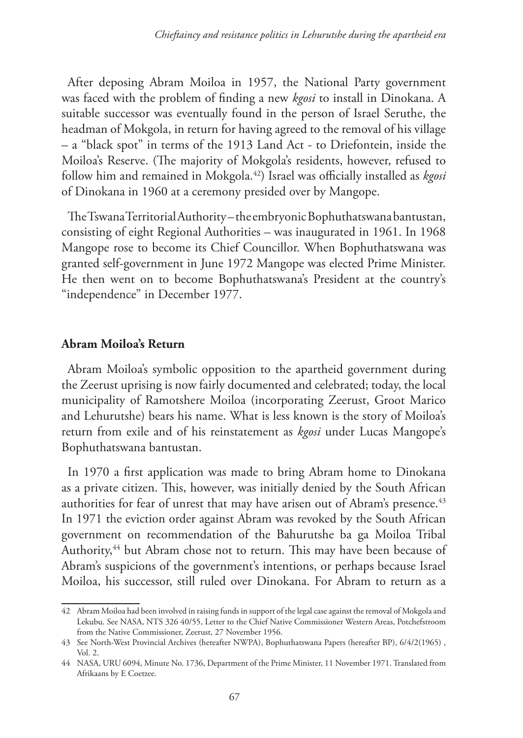After deposing Abram Moiloa in 1957, the National Party government was faced with the problem of finding a new *kgosi* to install in Dinokana. A suitable successor was eventually found in the person of Israel Seruthe, the headman of Mokgola, in return for having agreed to the removal of his village – a "black spot" in terms of the 1913 Land Act - to Driefontein, inside the Moiloa's Reserve. (The majority of Mokgola's residents, however, refused to follow him and remained in Mokgola.[42]) Israel was officially installed as *kgosi* of Dinokana in 1960 at a ceremony presided over by Mangope.

The Tswana Territorial Authority – the embryonic Bophuthatswana bantustan, consisting of eight Regional Authorities – was inaugurated in 1961. In 1968 Mangope rose to become its Chief Councillor. When Bophuthatswana was granted self-government in June 1972 Mangope was elected Prime Minister. He then went on to become Bophuthatswana's President at the country's "independence" in December 1977.

## Abram Moiloa's Return

Abram Moiloa's symbolic opposition to the apartheid government during the Zeerust uprising is now fairly documented and celebrated; today, the local municipality of Ramotshere Moiloa (incorporating Zeerust, Groot Marico and Lehurutshe) bears his name. What is less known is the story of Moiloa's return from exile and of his reinstatement as *kgosi* under Lucas Mangope's Bophuthatswana bantustan.

In 1970 a first application was made to bring Abram home to Dinokana as a private citizen. This, however, was initially denied by the South African authorities for fear of unrest that may have arisen out of Abram's presence.[43] In 1971 the eviction order against Abram was revoked by the South African government on recommendation of the Bahurutshe ba ga Moiloa Tribal Authority,[44] but Abram chose not to return. This may have been because of Abram's suspicions of the government's intentions, or perhaps because Israel Moiloa, his successor, still ruled over Dinokana. For Abram to return as a

---

42 Abram Moiloa had been involved in raising funds in support of the legal case against the removal of Mokgola and Lekubu. See NASA, NTS 326 40/55, Letter to the Chief Native Commissioner Western Areas, Potchefstroom from the Native Commissioner, Zeerust, 27 November 1956.

43 See North-West Provincial Archives (hereafter NWPA), Bophuthatswana Papers (hereafter BP), 6/4/2(1965) , Vol. 2.

44 NASA, URU 6094, Minute No. 1736, Department of the Prime Minister, 11 November 1971. Translated from Afrikaans by E Coetzee.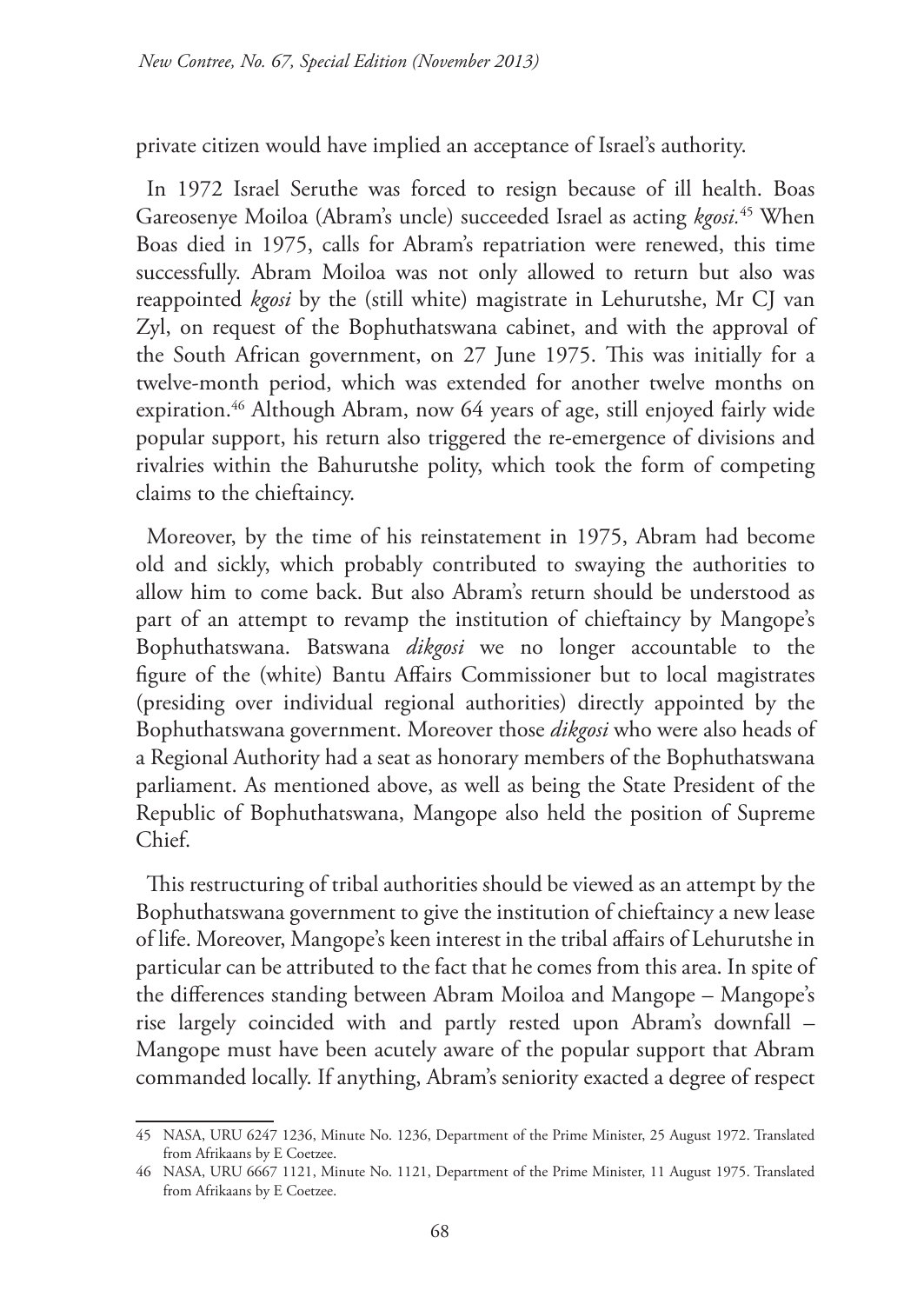private citizen would have implied an acceptance of Israel's authority.

In 1972 Israel Seruthe was forced to resign because of ill health. Boas Gareosenye Moiloa (Abram's uncle) succeeded Israel as acting *kgosi.*[45] When Boas died in 1975, calls for Abram's repatriation were renewed, this time successfully. Abram Moiloa was not only allowed to return but also was reappointed *kgosi* by the (still white) magistrate in Lehurutshe, Mr CJ van Zyl, on request of the Bophuthatswana cabinet, and with the approval of the South African government, on 27 June 1975. This was initially for a twelve-month period, which was extended for another twelve months on expiration.[46] Although Abram, now 64 years of age, still enjoyed fairly wide popular support, his return also triggered the re-emergence of divisions and rivalries within the Bahurutshe polity, which took the form of competing claims to the chieftaincy.

Moreover, by the time of his reinstatement in 1975, Abram had become old and sickly, which probably contributed to swaying the authorities to allow him to come back. But also Abram's return should be understood as part of an attempt to revamp the institution of chieftaincy by Mangope's Bophuthatswana. Batswana *dikgosi* we no longer accountable to the figure of the (white) Bantu Affairs Commissioner but to local magistrates (presiding over individual regional authorities) directly appointed by the Bophuthatswana government. Moreover those *dikgosi* who were also heads of a Regional Authority had a seat as honorary members of the Bophuthatswana parliament. As mentioned above, as well as being the State President of the Republic of Bophuthatswana, Mangope also held the position of Supreme Chief.

This restructuring of tribal authorities should be viewed as an attempt by the Bophuthatswana government to give the institution of chieftaincy a new lease of life. Moreover, Mangope's keen interest in the tribal affairs of Lehurutshe in particular can be attributed to the fact that he comes from this area. In spite of the differences standing between Abram Moiloa and Mangope – Mangope's rise largely coincided with and partly rested upon Abram's downfall – Mangope must have been acutely aware of the popular support that Abram commanded locally. If anything, Abram's seniority exacted a degree of respect

---

45 NASA, URU 6247 1236, Minute No. 1236, Department of the Prime Minister, 25 August 1972. Translated from Afrikaans by E Coetzee.

46 NASA, URU 6667 1121, Minute No. 1121, Department of the Prime Minister, 11 August 1975. Translated from Afrikaans by E Coetzee.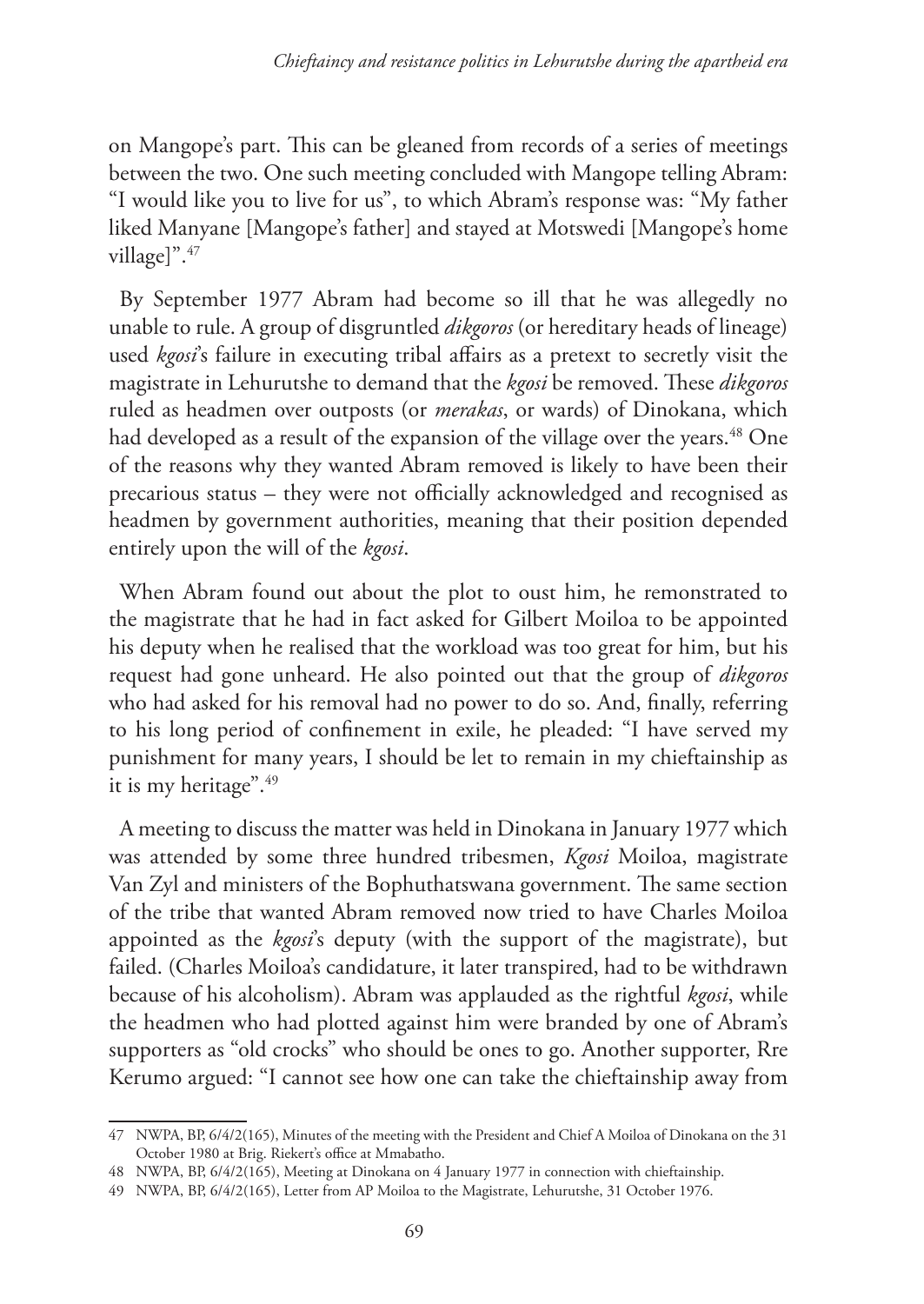on Mangope's part. This can be gleaned from records of a series of meetings between the two. One such meeting concluded with Mangope telling Abram: "I would like you to live for us", to which Abram's response was: "My father liked Manyane [Mangope's father] and stayed at Motswedi [Mangope's home village]".[47]

By September 1977 Abram had become so ill that he was allegedly no unable to rule. A group of disgruntled *dikgoros* (or hereditary heads of lineage) used *kgosi*'s failure in executing tribal affairs as a pretext to secretly visit the magistrate in Lehurutshe to demand that the *kgosi* be removed. These *dikgoros* ruled as headmen over outposts (or *merakas*, or wards) of Dinokana, which had developed as a result of the expansion of the village over the years.[48] One of the reasons why they wanted Abram removed is likely to have been their precarious status – they were not officially acknowledged and recognised as headmen by government authorities, meaning that their position depended entirely upon the will of the *kgosi*.

When Abram found out about the plot to oust him, he remonstrated to the magistrate that he had in fact asked for Gilbert Moiloa to be appointed his deputy when he realised that the workload was too great for him, but his request had gone unheard. He also pointed out that the group of *dikgoros* who had asked for his removal had no power to do so. And, finally, referring to his long period of confinement in exile, he pleaded: "I have served my punishment for many years, I should be let to remain in my chieftainship as it is my heritage".[49]

A meeting to discuss the matter was held in Dinokana in January 1977 which was attended by some three hundred tribesmen, *Kgosi* Moiloa, magistrate Van Zyl and ministers of the Bophuthatswana government. The same section of the tribe that wanted Abram removed now tried to have Charles Moiloa appointed as the *kgosi*'s deputy (with the support of the magistrate), but failed. (Charles Moiloa's candidature, it later transpired, had to be withdrawn because of his alcoholism). Abram was applauded as the rightful *kgosi*, while the headmen who had plotted against him were branded by one of Abram's supporters as "old crocks" who should be ones to go. Another supporter, Rre Kerumo argued: "I cannot see how one can take the chieftainship away from

---

47 NWPA, BP, 6/4/2(165), Minutes of the meeting with the President and Chief A Moiloa of Dinokana on the 31 October 1980 at Brig. Riekert's office at Mmabatho.

48 NWPA, BP, 6/4/2(165), Meeting at Dinokana on 4 January 1977 in connection with chieftainship.

49 NWPA, BP, 6/4/2(165), Letter from AP Moiloa to the Magistrate, Lehurutshe, 31 October 1976.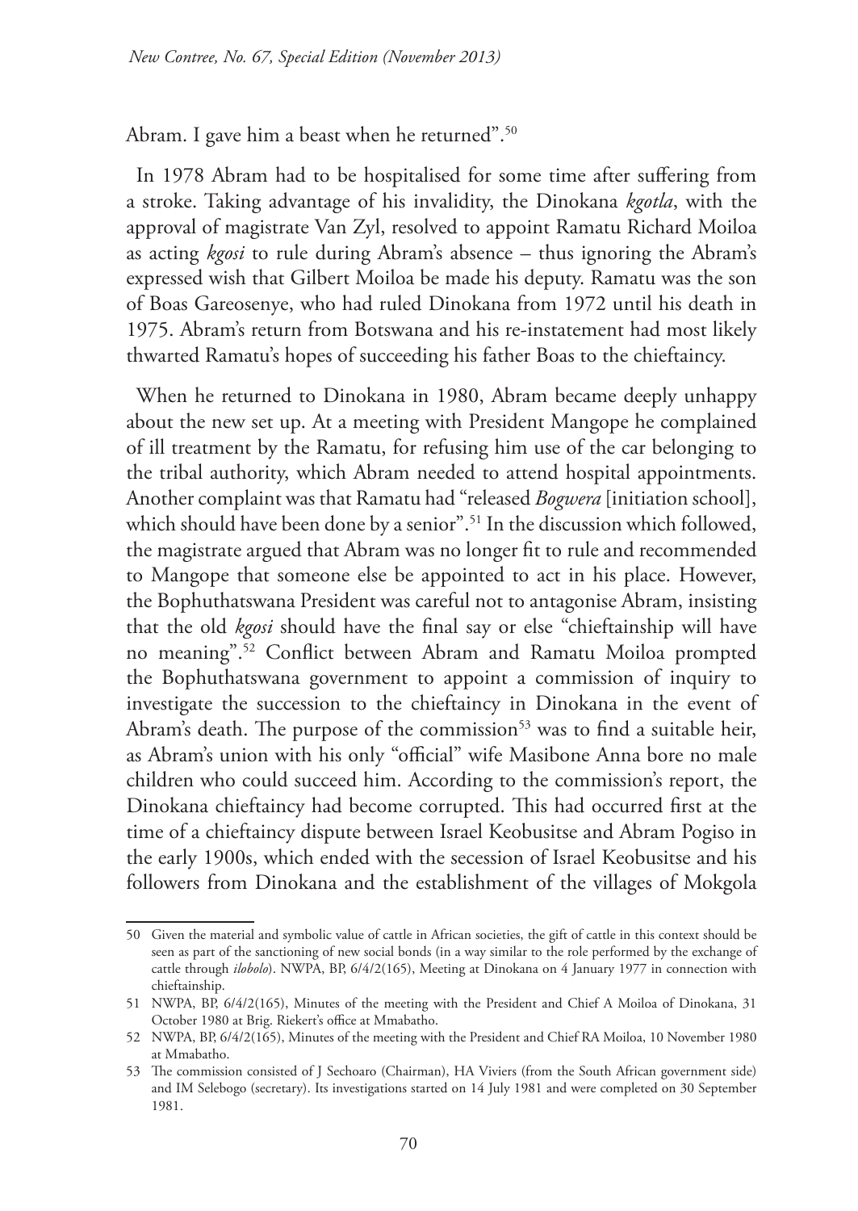Abram. I gave him a beast when he returned".[50]

In 1978 Abram had to be hospitalised for some time after suffering from a stroke. Taking advantage of his invalidity, the Dinokana *kgotla*, with the approval of magistrate Van Zyl, resolved to appoint Ramatu Richard Moiloa as acting *kgosi* to rule during Abram's absence – thus ignoring the Abram's expressed wish that Gilbert Moiloa be made his deputy. Ramatu was the son of Boas Gareosenye, who had ruled Dinokana from 1972 until his death in 1975. Abram's return from Botswana and his re-instatement had most likely thwarted Ramatu's hopes of succeeding his father Boas to the chieftaincy.

When he returned to Dinokana in 1980, Abram became deeply unhappy about the new set up. At a meeting with President Mangope he complained of ill treatment by the Ramatu, for refusing him use of the car belonging to the tribal authority, which Abram needed to attend hospital appointments. Another complaint was that Ramatu had "released *Bogwera* [initiation school], which should have been done by a senior".[51] In the discussion which followed, the magistrate argued that Abram was no longer fit to rule and recommended to Mangope that someone else be appointed to act in his place. However, the Bophuthatswana President was careful not to antagonise Abram, insisting that the old *kgosi* should have the final say or else "chieftainship will have no meaning".[52] Conflict between Abram and Ramatu Moiloa prompted the Bophuthatswana government to appoint a commission of inquiry to investigate the succession to the chieftaincy in Dinokana in the event of Abram's death. The purpose of the commission[53] was to find a suitable heir, as Abram's union with his only "official" wife Masibone Anna bore no male children who could succeed him. According to the commission's report, the Dinokana chieftaincy had become corrupted. This had occurred first at the time of a chieftaincy dispute between Israel Keobusitse and Abram Pogiso in the early 1900s, which ended with the secession of Israel Keobusitse and his followers from Dinokana and the establishment of the villages of Mokgola

---

50 Given the material and symbolic value of cattle in African societies, the gift of cattle in this context should be seen as part of the sanctioning of new social bonds (in a way similar to the role performed by the exchange of cattle through *ilobolo*). NWPA, BP, 6/4/2(165), Meeting at Dinokana on 4 January 1977 in connection with chieftainship.

51 NWPA, BP, 6/4/2(165), Minutes of the meeting with the President and Chief A Moiloa of Dinokana, 31 October 1980 at Brig. Riekert's office at Mmabatho.

52 NWPA, BP, 6/4/2(165), Minutes of the meeting with the President and Chief RA Moiloa, 10 November 1980 at Mmabatho.

53 The commission consisted of J Sechoaro (Chairman), HA Viviers (from the South African government side) and IM Selebogo (secretary). Its investigations started on 14 July 1981 and were completed on 30 September 1981.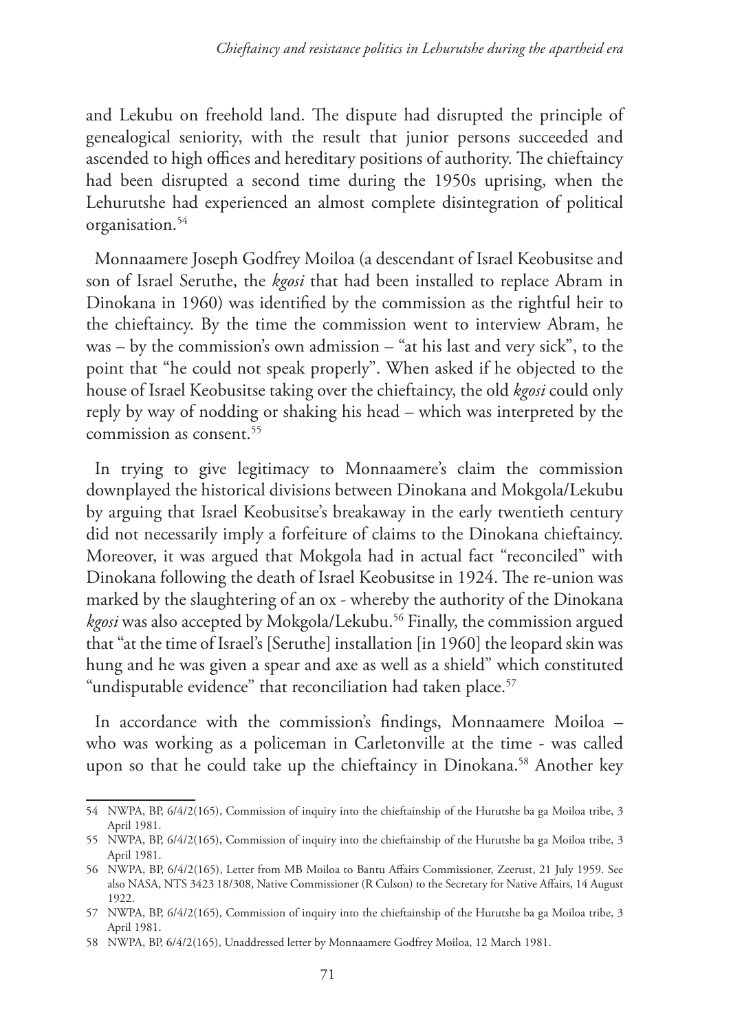and Lekubu on freehold land. The dispute had disrupted the principle of genealogical seniority, with the result that junior persons succeeded and ascended to high offices and hereditary positions of authority. The chieftaincy had been disrupted a second time during the 1950s uprising, when the Lehurutshe had experienced an almost complete disintegration of political organisation.[54]

Monnaamere Joseph Godfrey Moiloa (a descendant of Israel Keobusitse and son of Israel Seruthe, the *kgosi* that had been installed to replace Abram in Dinokana in 1960) was identified by the commission as the rightful heir to the chieftaincy. By the time the commission went to interview Abram, he was – by the commission's own admission – "at his last and very sick", to the point that "he could not speak properly". When asked if he objected to the house of Israel Keobusitse taking over the chieftaincy, the old *kgosi* could only reply by way of nodding or shaking his head – which was interpreted by the commission as consent.[55]

In trying to give legitimacy to Monnaamere's claim the commission downplayed the historical divisions between Dinokana and Mokgola/Lekubu by arguing that Israel Keobusitse's breakaway in the early twentieth century did not necessarily imply a forfeiture of claims to the Dinokana chieftaincy. Moreover, it was argued that Mokgola had in actual fact "reconciled" with Dinokana following the death of Israel Keobusitse in 1924. The re-union was marked by the slaughtering of an ox - whereby the authority of the Dinokana *kgosi* was also accepted by Mokgola/Lekubu.[56] Finally, the commission argued that "at the time of Israel's [Seruthe] installation [in 1960] the leopard skin was hung and he was given a spear and axe as well as a shield" which constituted "undisputable evidence" that reconciliation had taken place.[57]

In accordance with the commission's findings, Monnaamere Moiloa – who was working as a policeman in Carletonville at the time - was called upon so that he could take up the chieftaincy in Dinokana.[58] Another key

---

54 NWPA, BP, 6/4/2(165), Commission of inquiry into the chieftainship of the Hurutshe ba ga Moiloa tribe, 3 April 1981.

55 NWPA, BP, 6/4/2(165), Commission of inquiry into the chieftainship of the Hurutshe ba ga Moiloa tribe, 3 April 1981.

56 NWPA, BP, 6/4/2(165), Letter from MB Moiloa to Bantu Affairs Commissioner, Zeerust, 21 July 1959. See also NASA, NTS 3423 18/308, Native Commissioner (R Culson) to the Secretary for Native Affairs, 14 August 1922.

57 NWPA, BP, 6/4/2(165), Commission of inquiry into the chieftainship of the Hurutshe ba ga Moiloa tribe, 3 April 1981.

58 NWPA, BP, 6/4/2(165), Unaddressed letter by Monnaamere Godfrey Moiloa, 12 March 1981.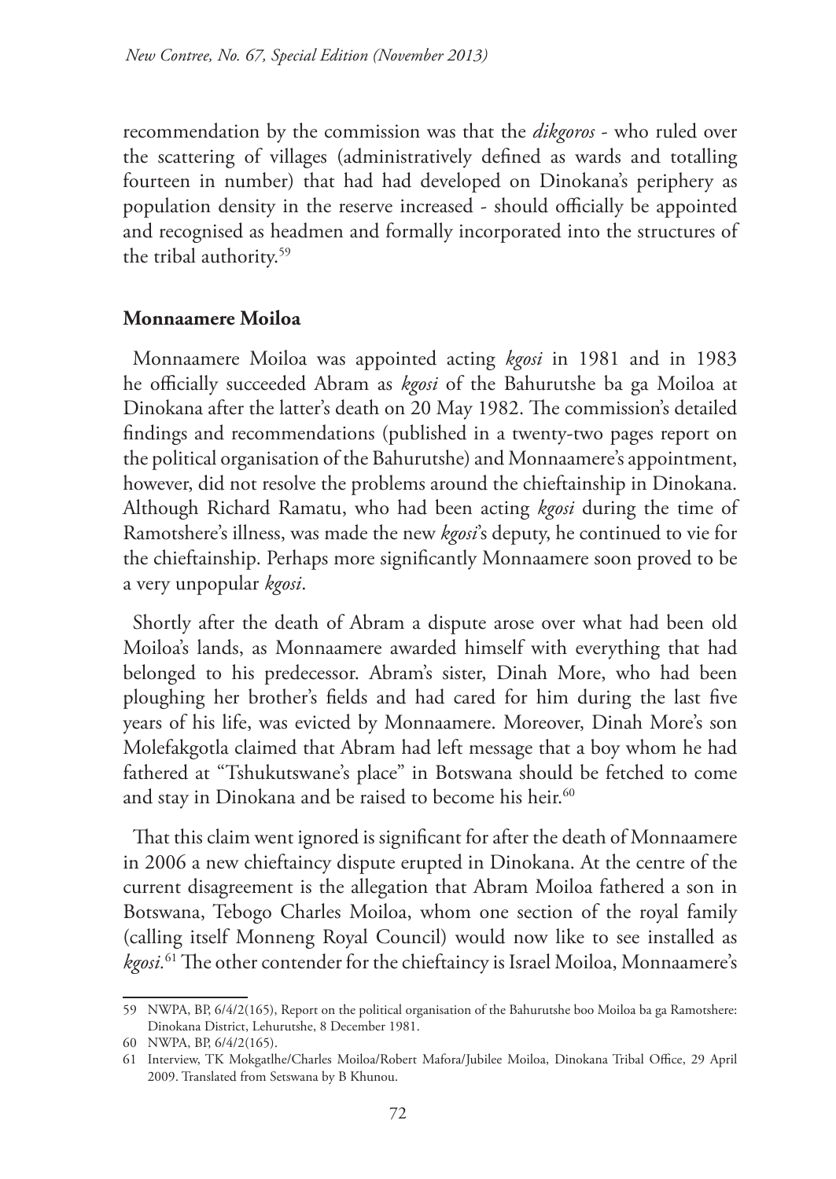recommendation by the commission was that the *dikgoros* - who ruled over the scattering of villages (administratively defined as wards and totalling fourteen in number) that had had developed on Dinokana's periphery as population density in the reserve increased - should officially be appointed and recognised as headmen and formally incorporated into the structures of the tribal authority.[59]

## Monnaamere Moiloa

Monnaamere Moiloa was appointed acting *kgosi* in 1981 and in 1983 he officially succeeded Abram as *kgosi* of the Bahurutshe ba ga Moiloa at Dinokana after the latter's death on 20 May 1982. The commission's detailed findings and recommendations (published in a twenty-two pages report on the political organisation of the Bahurutshe) and Monnaamere's appointment, however, did not resolve the problems around the chieftainship in Dinokana. Although Richard Ramatu, who had been acting *kgosi* during the time of Ramotshere's illness, was made the new *kgosi*'s deputy, he continued to vie for the chieftainship. Perhaps more significantly Monnaamere soon proved to be a very unpopular *kgosi*.

Shortly after the death of Abram a dispute arose over what had been old Moiloa's lands, as Monnaamere awarded himself with everything that had belonged to his predecessor. Abram's sister, Dinah More, who had been ploughing her brother's fields and had cared for him during the last five years of his life, was evicted by Monnaamere. Moreover, Dinah More's son Molefakgotla claimed that Abram had left message that a boy whom he had fathered at "Tshukutswane's place" in Botswana should be fetched to come and stay in Dinokana and be raised to become his heir.[60]

That this claim went ignored is significant for after the death of Monnaamere in 2006 a new chieftaincy dispute erupted in Dinokana. At the centre of the current disagreement is the allegation that Abram Moiloa fathered a son in Botswana, Tebogo Charles Moiloa, whom one section of the royal family (calling itself Monneng Royal Council) would now like to see installed as *kgosi*.[61] The other contender for the chieftaincy is Israel Moiloa, Monnaamere's

---

59 NWPA, BP, 6/4/2(165), Report on the political organisation of the Bahurutshe boo Moiloa ba ga Ramotshere: Dinokana District, Lehurutshe, 8 December 1981.

60 NWPA, BP, 6/4/2(165).

61 Interview, TK Mokgatlhe/Charles Moiloa/Robert Mafora/Jubilee Moiloa, Dinokana Tribal Office, 29 April 2009. Translated from Setswana by B Khunou.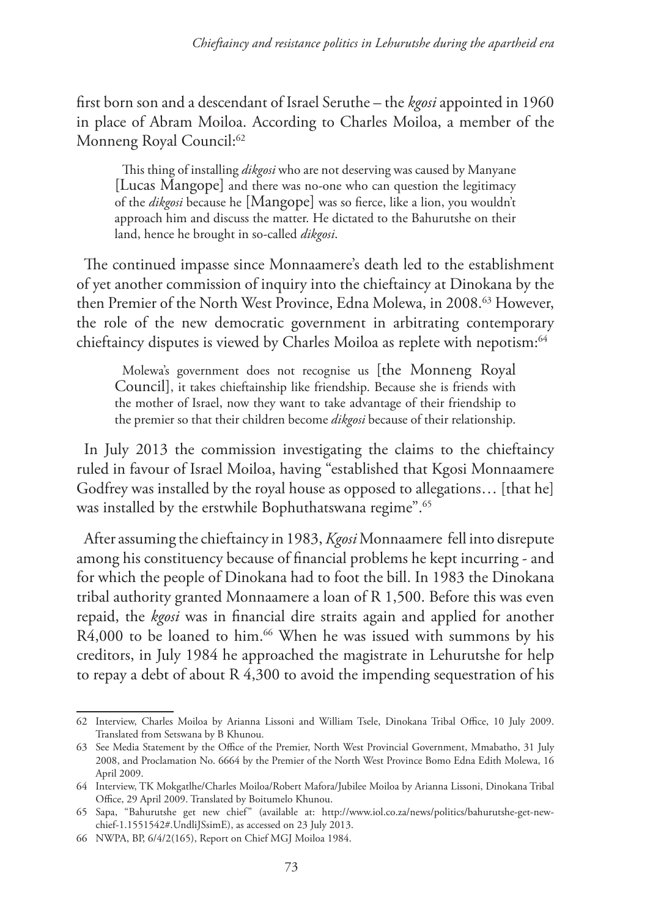first born son and a descendant of Israel Seruthe – the *kgosi* appointed in 1960 in place of Abram Moiloa. According to Charles Moiloa, a member of the Monneng Royal Council:[62]

> This thing of installing *dikgosi* who are not deserving was caused by Manyane [Lucas Mangope] and there was no-one who can question the legitimacy of the *dikgosi* because he [Mangope] was so fierce, like a lion, you wouldn't approach him and discuss the matter. He dictated to the Bahurutshe on their land, hence he brought in so-called *dikgosi*.

The continued impasse since Monnaamere's death led to the establishment of yet another commission of inquiry into the chieftaincy at Dinokana by the then Premier of the North West Province, Edna Molewa, in 2008.[63] However, the role of the new democratic government in arbitrating contemporary chieftaincy disputes is viewed by Charles Moiloa as replete with nepotism:[64]

> Molewa's government does not recognise us [the Monneng Royal Council], it takes chieftainship like friendship. Because she is friends with the mother of Israel, now they want to take advantage of their friendship to the premier so that their children become *dikgosi* because of their relationship.

In July 2013 the commission investigating the claims to the chieftaincy ruled in favour of Israel Moiloa, having "established that Kgosi Monnaamere Godfrey was installed by the royal house as opposed to allegations… [that he] was installed by the erstwhile Bophuthatswana regime".[65]

After assuming the chieftaincy in 1983, *Kgosi* Monnaamere fell into disrepute among his constituency because of financial problems he kept incurring - and for which the people of Dinokana had to foot the bill. In 1983 the Dinokana tribal authority granted Monnaamere a loan of R 1,500. Before this was even repaid, the *kgosi* was in financial dire straits again and applied for another R4,000 to be loaned to him.[66] When he was issued with summons by his creditors, in July 1984 he approached the magistrate in Lehurutshe for help to repay a debt of about R 4,300 to avoid the impending sequestration of his

---

62 Interview, Charles Moiloa by Arianna Lissoni and William Tsele, Dinokana Tribal Office, 10 July 2009. Translated from Setswana by B Khunou.

63 See Media Statement by the Office of the Premier, North West Provincial Government, Mmabatho, 31 July 2008, and Proclamation No. 6664 by the Premier of the North West Province Bomo Edna Edith Molewa, 16 April 2009.

64 Interview, TK Mokgatlhe/Charles Moiloa/Robert Mafora/Jubilee Moiloa by Arianna Lissoni, Dinokana Tribal Office, 29 April 2009. Translated by Boitumelo Khunou.

65 Sapa, "Bahurutshe get new chief" (available at: http://www.iol.co.za/news/politics/bahurutshe-get-new-chief-1.1551542#.UndliJSsimE), as accessed on 23 July 2013.

66 NWPA, BP, 6/4/2(165), Report on Chief MGJ Moiloa 1984.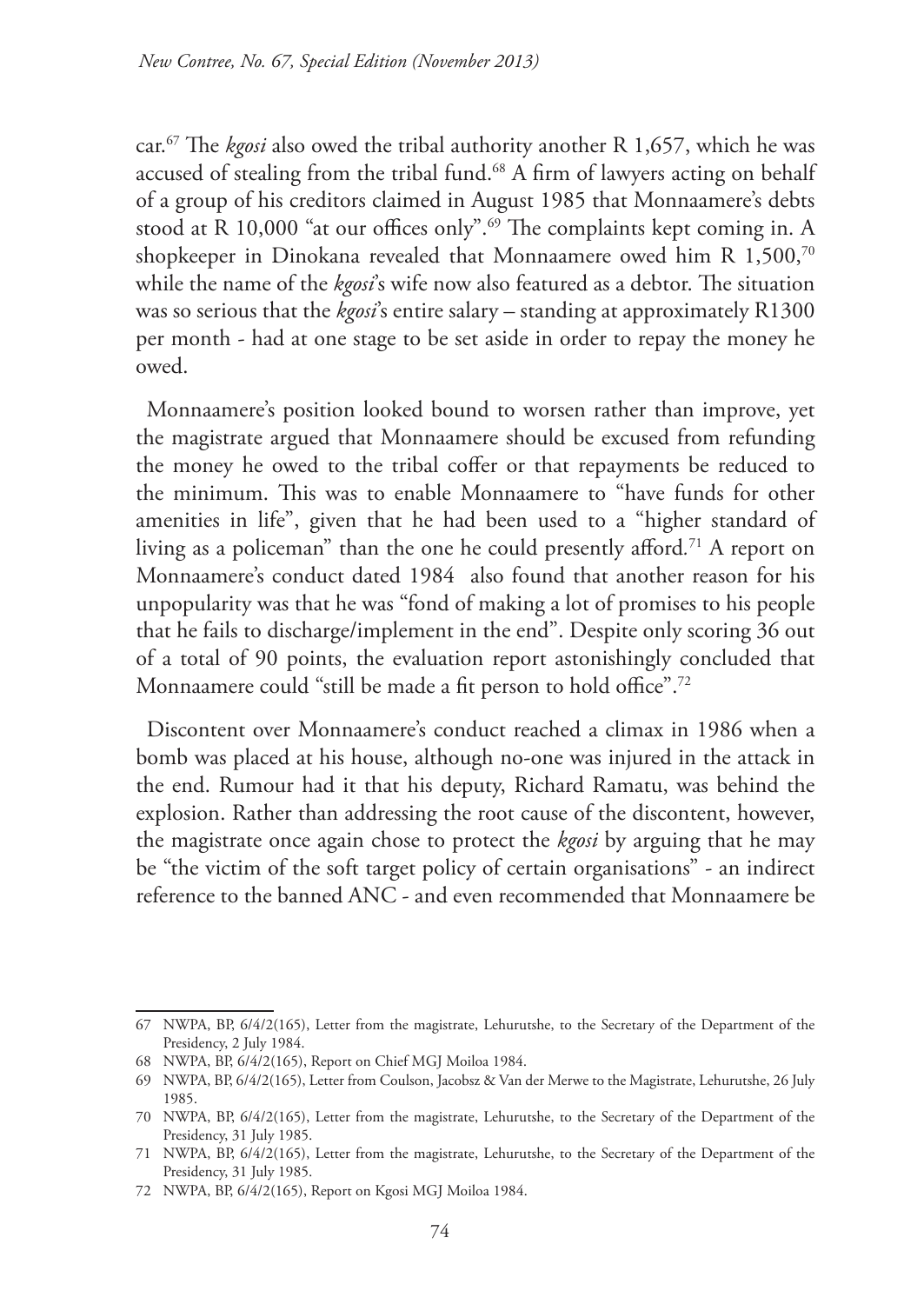car.[67] The *kgosi* also owed the tribal authority another R 1,657, which he was accused of stealing from the tribal fund.[68] A firm of lawyers acting on behalf of a group of his creditors claimed in August 1985 that Monnaamere's debts stood at R 10,000 "at our offices only".[69] The complaints kept coming in. A shopkeeper in Dinokana revealed that Monnaamere owed him R 1,500,[70] while the name of the *kgosi*'s wife now also featured as a debtor. The situation was so serious that the *kgosi*'s entire salary – standing at approximately R1300 per month - had at one stage to be set aside in order to repay the money he owed.

Monnaamere's position looked bound to worsen rather than improve, yet the magistrate argued that Monnaamere should be excused from refunding the money he owed to the tribal coffer or that repayments be reduced to the minimum. This was to enable Monnaamere to "have funds for other amenities in life", given that he had been used to a "higher standard of living as a policeman" than the one he could presently afford.[71] A report on Monnaamere's conduct dated 1984 also found that another reason for his unpopularity was that he was "fond of making a lot of promises to his people that he fails to discharge/implement in the end". Despite only scoring 36 out of a total of 90 points, the evaluation report astonishingly concluded that Monnaamere could "still be made a fit person to hold office".[72]

Discontent over Monnaamere's conduct reached a climax in 1986 when a bomb was placed at his house, although no-one was injured in the attack in the end. Rumour had it that his deputy, Richard Ramatu, was behind the explosion. Rather than addressing the root cause of the discontent, however, the magistrate once again chose to protect the *kgosi* by arguing that he may be "the victim of the soft target policy of certain organisations" - an indirect reference to the banned ANC - and even recommended that Monnaamere be

---

67 NWPA, BP, 6/4/2(165), Letter from the magistrate, Lehurutshe, to the Secretary of the Department of the Presidency, 2 July 1984.

68 NWPA, BP, 6/4/2(165), Report on Chief MGJ Moiloa 1984.

69 NWPA, BP, 6/4/2(165), Letter from Coulson, Jacobsz & Van der Merwe to the Magistrate, Lehurutshe, 26 July 1985.

70 NWPA, BP, 6/4/2(165), Letter from the magistrate, Lehurutshe, to the Secretary of the Department of the Presidency, 31 July 1985.

71 NWPA, BP, 6/4/2(165), Letter from the magistrate, Lehurutshe, to the Secretary of the Department of the Presidency, 31 July 1985.

72 NWPA, BP, 6/4/2(165), Report on Kgosi MGJ Moiloa 1984.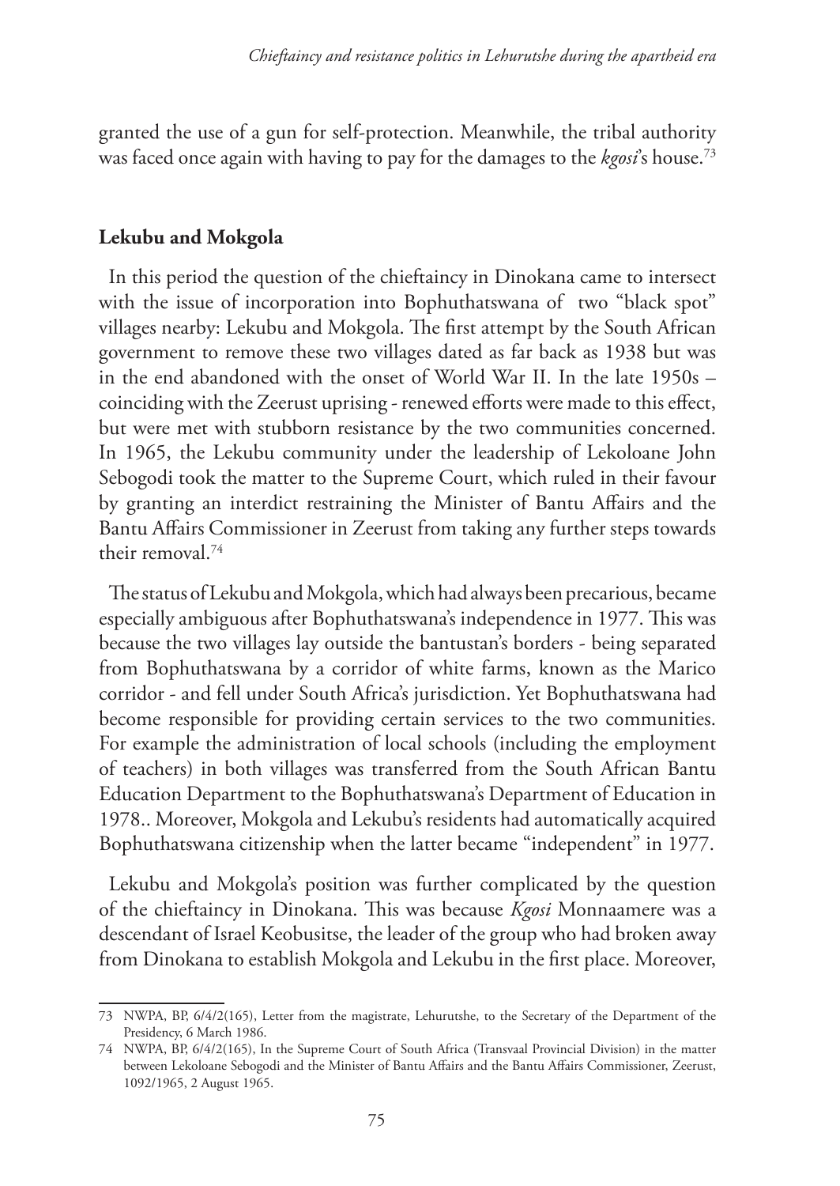granted the use of a gun for self-protection. Meanwhile, the tribal authority was faced once again with having to pay for the damages to the *kgosi*'s house.[73]

## Lekubu and Mokgola

In this period the question of the chieftaincy in Dinokana came to intersect with the issue of incorporation into Bophuthatswana of two "black spot" villages nearby: Lekubu and Mokgola. The first attempt by the South African government to remove these two villages dated as far back as 1938 but was in the end abandoned with the onset of World War II. In the late 1950s – coinciding with the Zeerust uprising - renewed efforts were made to this effect, but were met with stubborn resistance by the two communities concerned. In 1965, the Lekubu community under the leadership of Lekoloane John Sebogodi took the matter to the Supreme Court, which ruled in their favour by granting an interdict restraining the Minister of Bantu Affairs and the Bantu Affairs Commissioner in Zeerust from taking any further steps towards their removal.[74]

The status of Lekubu and Mokgola, which had always been precarious, became especially ambiguous after Bophuthatswana's independence in 1977. This was because the two villages lay outside the bantustan's borders - being separated from Bophuthatswana by a corridor of white farms, known as the Marico corridor - and fell under South Africa's jurisdiction. Yet Bophuthatswana had become responsible for providing certain services to the two communities. For example the administration of local schools (including the employment of teachers) in both villages was transferred from the South African Bantu Education Department to the Bophuthatswana's Department of Education in 1978.. Moreover, Mokgola and Lekubu's residents had automatically acquired Bophuthatswana citizenship when the latter became "independent" in 1977.

Lekubu and Mokgola's position was further complicated by the question of the chieftaincy in Dinokana. This was because *Kgosi* Monnaamere was a descendant of Israel Keobusitse, the leader of the group who had broken away from Dinokana to establish Mokgola and Lekubu in the first place. Moreover,

73 NWPA, BP, 6/4/2(165), Letter from the magistrate, Lehurutshe, to the Secretary of the Department of the Presidency, 6 March 1986.

74 NWPA, BP, 6/4/2(165), In the Supreme Court of South Africa (Transvaal Provincial Division) in the matter between Lekoloane Sebogodi and the Minister of Bantu Affairs and the Bantu Affairs Commissioner, Zeerust, 1092/1965, 2 August 1965.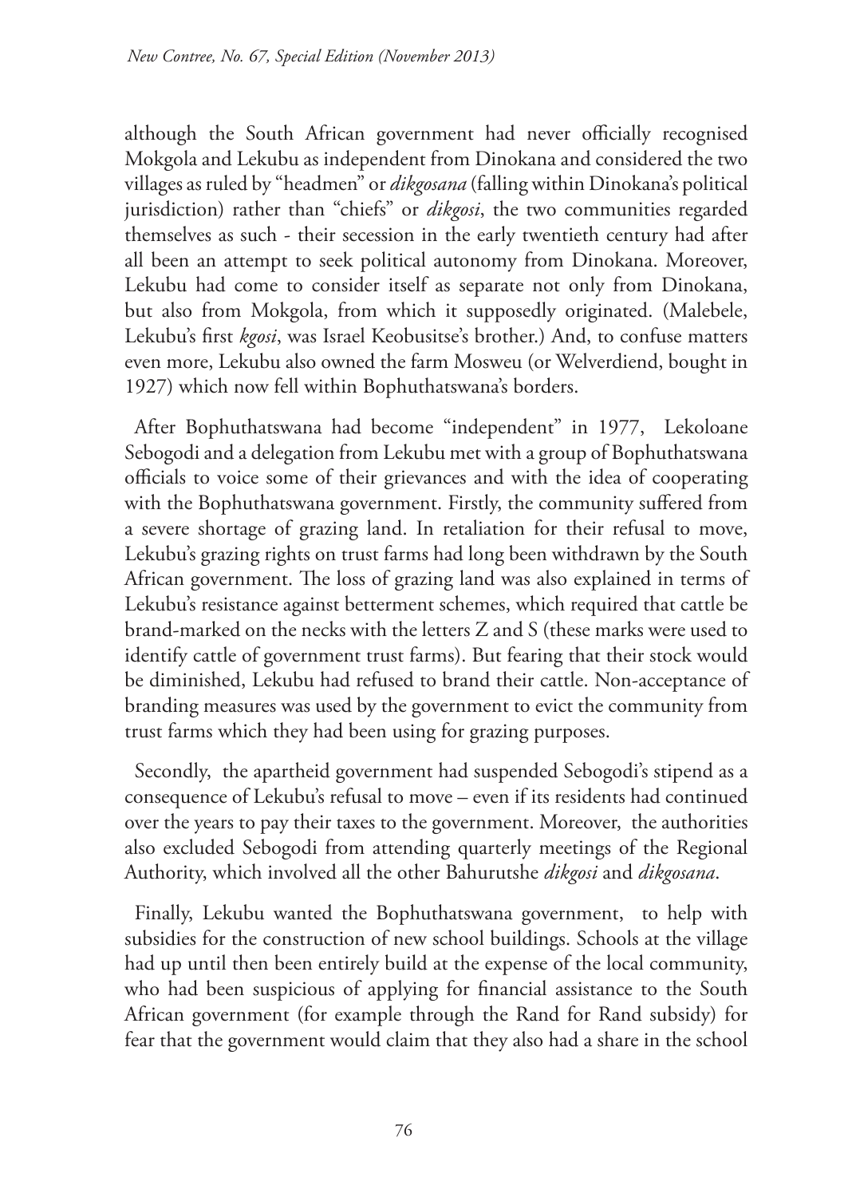although the South African government had never officially recognised Mokgola and Lekubu as independent from Dinokana and considered the two villages as ruled by "headmen" or *dikgosana* (falling within Dinokana's political jurisdiction) rather than "chiefs" or *dikgosi*, the two communities regarded themselves as such - their secession in the early twentieth century had after all been an attempt to seek political autonomy from Dinokana. Moreover, Lekubu had come to consider itself as separate not only from Dinokana, but also from Mokgola, from which it supposedly originated. (Malebele, Lekubu's first *kgosi*, was Israel Keobusitse's brother.) And, to confuse matters even more, Lekubu also owned the farm Mosweu (or Welverdiend, bought in 1927) which now fell within Bophuthatswana's borders.

After Bophuthatswana had become "independent" in 1977, Lekoloane Sebogodi and a delegation from Lekubu met with a group of Bophuthatswana officials to voice some of their grievances and with the idea of cooperating with the Bophuthatswana government. Firstly, the community suffered from a severe shortage of grazing land. In retaliation for their refusal to move, Lekubu's grazing rights on trust farms had long been withdrawn by the South African government. The loss of grazing land was also explained in terms of Lekubu's resistance against betterment schemes, which required that cattle be brand-marked on the necks with the letters Z and S (these marks were used to identify cattle of government trust farms). But fearing that their stock would be diminished, Lekubu had refused to brand their cattle. Non-acceptance of branding measures was used by the government to evict the community from trust farms which they had been using for grazing purposes.

Secondly, the apartheid government had suspended Sebogodi's stipend as a consequence of Lekubu's refusal to move – even if its residents had continued over the years to pay their taxes to the government. Moreover, the authorities also excluded Sebogodi from attending quarterly meetings of the Regional Authority, which involved all the other Bahurutshe *dikgosi* and *dikgosana*.

Finally, Lekubu wanted the Bophuthatswana government, to help with subsidies for the construction of new school buildings. Schools at the village had up until then been entirely build at the expense of the local community, who had been suspicious of applying for financial assistance to the South African government (for example through the Rand for Rand subsidy) for fear that the government would claim that they also had a share in the school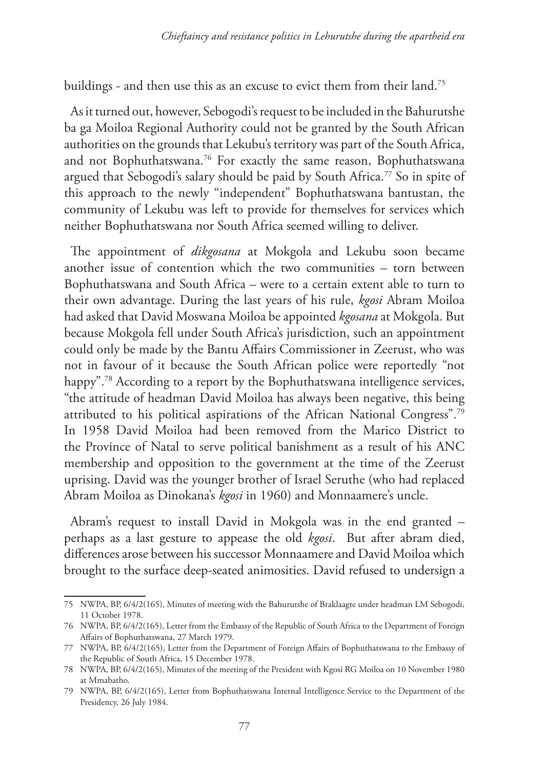buildings - and then use this as an excuse to evict them from their land.[75]

As it turned out, however, Sebogodi's request to be included in the Bahurutshe ba ga Moiloa Regional Authority could not be granted by the South African authorities on the grounds that Lekubu's territory was part of the South Africa, and not Bophuthatswana.[76] For exactly the same reason, Bophuthatswana argued that Sebogodi's salary should be paid by South Africa.[77] So in spite of this approach to the newly "independent" Bophuthatswana bantustan, the community of Lekubu was left to provide for themselves for services which neither Bophuthatswana nor South Africa seemed willing to deliver.

The appointment of *dikgosana* at Mokgola and Lekubu soon became another issue of contention which the two communities – torn between Bophuthatswana and South Africa – were to a certain extent able to turn to their own advantage. During the last years of his rule, *kgosi* Abram Moiloa had asked that David Moswana Moiloa be appointed *kgosana* at Mokgola. But because Mokgola fell under South Africa's jurisdiction, such an appointment could only be made by the Bantu Affairs Commissioner in Zeerust, who was not in favour of it because the South African police were reportedly "not happy".[78] According to a report by the Bophuthatswana intelligence services, "the attitude of headman David Moiloa has always been negative, this being attributed to his political aspirations of the African National Congress".[79] In 1958 David Moiloa had been removed from the Marico District to the Province of Natal to serve political banishment as a result of his ANC membership and opposition to the government at the time of the Zeerust uprising. David was the younger brother of Israel Seruthe (who had replaced Abram Moiloa as Dinokana's *kgosi* in 1960) and Monnaamere's uncle.

Abram's request to install David in Mokgola was in the end granted – perhaps as a last gesture to appease the old *kgosi*. But after abram died, differences arose between his successor Monnaamere and David Moiloa which brought to the surface deep-seated animosities. David refused to undersign a

---

75 NWPA, BP, 6/4/2(165), Minutes of meeting with the Bahurutshe of Braklaagte under headman LM Sebogodi, 11 October 1978.

76 NWPA, BP, 6/4/2(165), Letter from the Embassy of the Republic of South Africa to the Department of Foreign Affairs of Bophuthatswana, 27 March 1979.

77 NWPA, BP, 6/4/2(165), Letter from the Department of Foreign Affairs of Bophuthatswana to the Embassy of the Republic of South Africa, 15 December 1978.

78 NWPA, BP, 6/4/2(165), Minutes of the meeting of the President with Kgosi RG Moiloa on 10 November 1980 at Mmabatho.

79 NWPA, BP, 6/4/2(165), Letter from Bophuthatswana Internal Intelligence Service to the Department of the Presidency, 26 July 1984.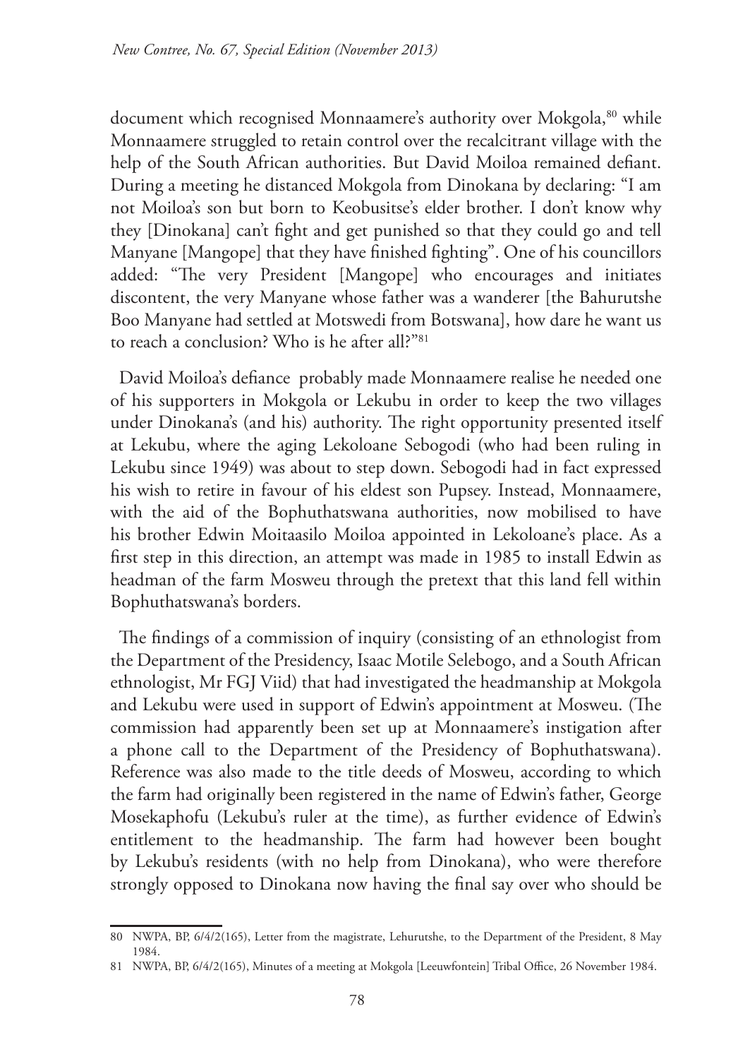document which recognised Monnaamere's authority over Mokgola,[80] while Monnaamere struggled to retain control over the recalcitrant village with the help of the South African authorities. But David Moiloa remained defiant. During a meeting he distanced Mokgola from Dinokana by declaring: "I am not Moiloa's son but born to Keobusitse's elder brother. I don't know why they [Dinokana] can't fight and get punished so that they could go and tell Manyane [Mangope] that they have finished fighting". One of his councillors added: "The very President [Mangope] who encourages and initiates discontent, the very Manyane whose father was a wanderer [the Bahurutshe Boo Manyane had settled at Motswedi from Botswana], how dare he want us to reach a conclusion? Who is he after all?"[81]

David Moiloa's defiance probably made Monnaamere realise he needed one of his supporters in Mokgola or Lekubu in order to keep the two villages under Dinokana's (and his) authority. The right opportunity presented itself at Lekubu, where the aging Lekoloane Sebogodi (who had been ruling in Lekubu since 1949) was about to step down. Sebogodi had in fact expressed his wish to retire in favour of his eldest son Pupsey. Instead, Monnaamere, with the aid of the Bophuthatswana authorities, now mobilised to have his brother Edwin Moitaasilo Moiloa appointed in Lekoloane's place. As a first step in this direction, an attempt was made in 1985 to install Edwin as headman of the farm Mosweu through the pretext that this land fell within Bophuthatswana's borders.

The findings of a commission of inquiry (consisting of an ethnologist from the Department of the Presidency, Isaac Motile Selebogo, and a South African ethnologist, Mr FGJ Viid) that had investigated the headmanship at Mokgola and Lekubu were used in support of Edwin's appointment at Mosweu. (The commission had apparently been set up at Monnaamere's instigation after a phone call to the Department of the Presidency of Bophuthatswana). Reference was also made to the title deeds of Mosweu, according to which the farm had originally been registered in the name of Edwin's father, George Mosekaphofu (Lekubu's ruler at the time), as further evidence of Edwin's entitlement to the headmanship. The farm had however been bought by Lekubu's residents (with no help from Dinokana), who were therefore strongly opposed to Dinokana now having the final say over who should be

---

80 NWPA, BP, 6/4/2(165), Letter from the magistrate, Lehurutshe, to the Department of the President, 8 May 1984.

81 NWPA, BP, 6/4/2(165), Minutes of a meeting at Mokgola [Leeuwfontein] Tribal Office, 26 November 1984.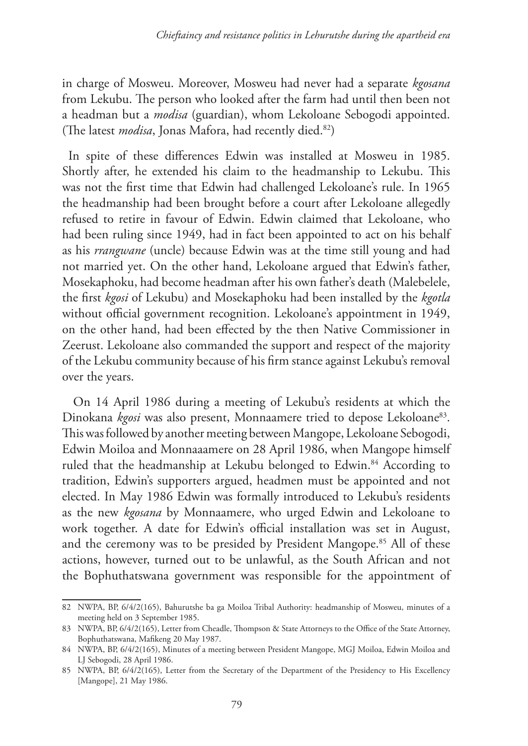in charge of Mosweu. Moreover, Mosweu had never had a separate *kgosana* from Lekubu. The person who looked after the farm had until then been not a headman but a *modisa* (guardian), whom Lekoloane Sebogodi appointed. (The latest *modisa*, Jonas Mafora, had recently died.[82])

In spite of these differences Edwin was installed at Mosweu in 1985. Shortly after, he extended his claim to the headmanship to Lekubu. This was not the first time that Edwin had challenged Lekoloane's rule. In 1965 the headmanship had been brought before a court after Lekoloane allegedly refused to retire in favour of Edwin. Edwin claimed that Lekoloane, who had been ruling since 1949, had in fact been appointed to act on his behalf as his *rrangwane* (uncle) because Edwin was at the time still young and had not married yet. On the other hand, Lekoloane argued that Edwin's father, Mosekaphoku, had become headman after his own father's death (Malebelele, the first *kgosi* of Lekubu) and Mosekaphoku had been installed by the *kgotla* without official government recognition. Lekoloane's appointment in 1949, on the other hand, had been effected by the then Native Commissioner in Zeerust. Lekoloane also commanded the support and respect of the majority of the Lekubu community because of his firm stance against Lekubu's removal over the years.

On 14 April 1986 during a meeting of Lekubu's residents at which the Dinokana *kgosi* was also present, Monnaamere tried to depose Lekoloane[83]. This was followed by another meeting between Mangope, Lekoloane Sebogodi, Edwin Moiloa and Monnaaamere on 28 April 1986, when Mangope himself ruled that the headmanship at Lekubu belonged to Edwin.[84] According to tradition, Edwin's supporters argued, headmen must be appointed and not elected. In May 1986 Edwin was formally introduced to Lekubu's residents as the new *kgosana* by Monnaamere, who urged Edwin and Lekoloane to work together. A date for Edwin's official installation was set in August, and the ceremony was to be presided by President Mangope.[85] All of these actions, however, turned out to be unlawful, as the South African and not the Bophuthatswana government was responsible for the appointment of

---

82 NWPA, BP, 6/4/2(165), Bahurutshe ba ga Moiloa Tribal Authority: headmanship of Mosweu, minutes of a meeting held on 3 September 1985.

83 NWPA, BP, 6/4/2(165), Letter from Cheadle, Thompson & State Attorneys to the Office of the State Attorney, Bophuthatswana, Mafikeng 20 May 1987.

84 NWPA, BP, 6/4/2(165), Minutes of a meeting between President Mangope, MGJ Moiloa, Edwin Moiloa and LJ Sebogodi, 28 April 1986.

85 NWPA, BP, 6/4/2(165), Letter from the Secretary of the Department of the Presidency to His Excellency [Mangope], 21 May 1986.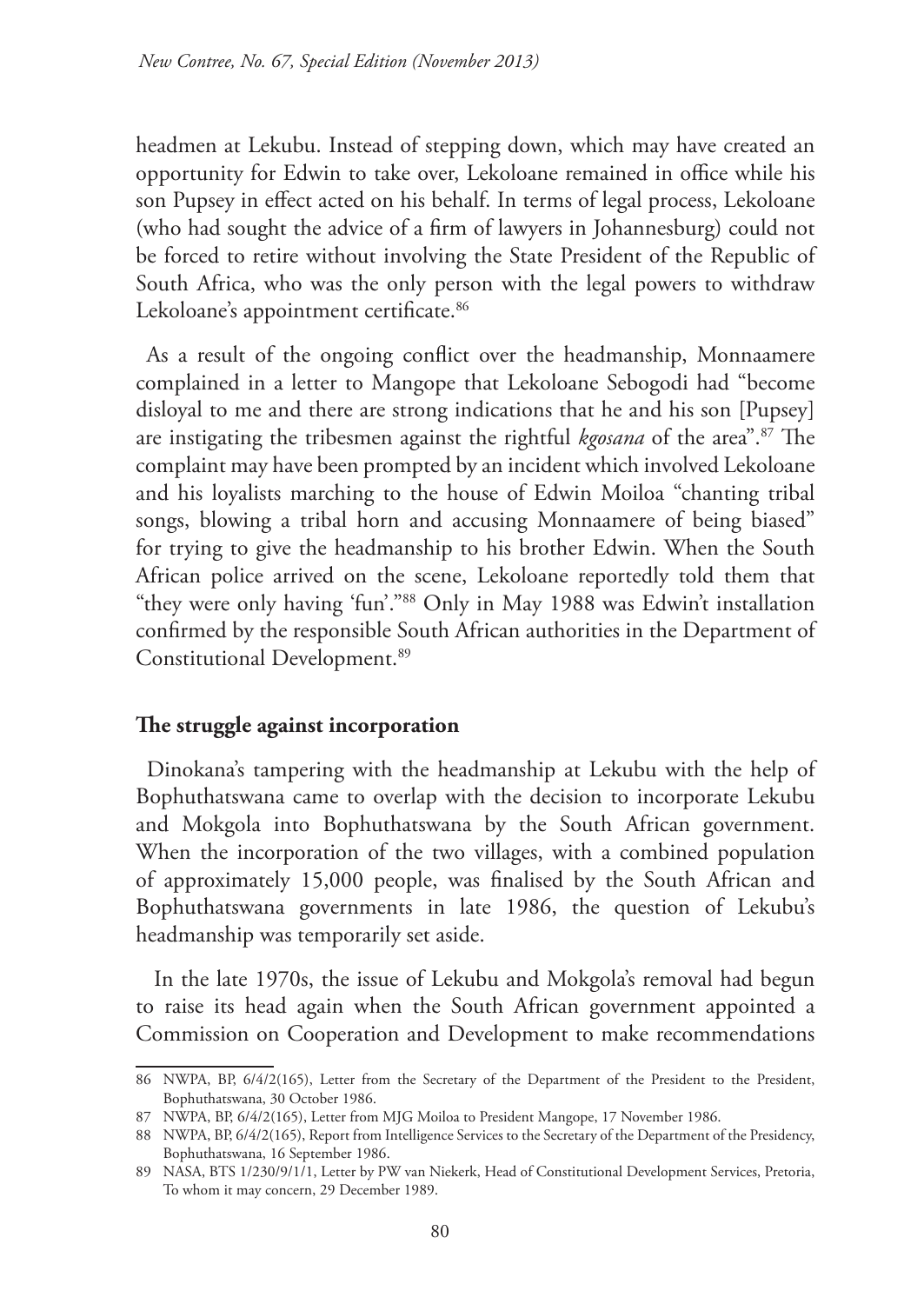headmen at Lekubu. Instead of stepping down, which may have created an opportunity for Edwin to take over, Lekoloane remained in office while his son Pupsey in effect acted on his behalf. In terms of legal process, Lekoloane (who had sought the advice of a firm of lawyers in Johannesburg) could not be forced to retire without involving the State President of the Republic of South Africa, who was the only person with the legal powers to withdraw Lekoloane's appointment certificate.[86]

As a result of the ongoing conflict over the headmanship, Monnaamere complained in a letter to Mangope that Lekoloane Sebogodi had "become disloyal to me and there are strong indications that he and his son [Pupsey] are instigating the tribesmen against the rightful *kgosana* of the area".[87] The complaint may have been prompted by an incident which involved Lekoloane and his loyalists marching to the house of Edwin Moiloa "chanting tribal songs, blowing a tribal horn and accusing Monnaamere of being biased" for trying to give the headmanship to his brother Edwin. When the South African police arrived on the scene, Lekoloane reportedly told them that "they were only having 'fun'."[88] Only in May 1988 was Edwin't installation confirmed by the responsible South African authorities in the Department of Constitutional Development.[89]

## The struggle against incorporation

Dinokana's tampering with the headmanship at Lekubu with the help of Bophuthatswana came to overlap with the decision to incorporate Lekubu and Mokgola into Bophuthatswana by the South African government. When the incorporation of the two villages, with a combined population of approximately 15,000 people, was finalised by the South African and Bophuthatswana governments in late 1986, the question of Lekubu's headmanship was temporarily set aside.

In the late 1970s, the issue of Lekubu and Mokgola's removal had begun to raise its head again when the South African government appointed a Commission on Cooperation and Development to make recommendations

---

86 NWPA, BP, 6/4/2(165), Letter from the Secretary of the Department of the President to the President, Bophuthatswana, 30 October 1986.

87 NWPA, BP, 6/4/2(165), Letter from MJG Moiloa to President Mangope, 17 November 1986.

88 NWPA, BP, 6/4/2(165), Report from Intelligence Services to the Secretary of the Department of the Presidency, Bophuthatswana, 16 September 1986.

89 NASA, BTS 1/230/9/1/1, Letter by PW van Niekerk, Head of Constitutional Development Services, Pretoria, To whom it may concern, 29 December 1989.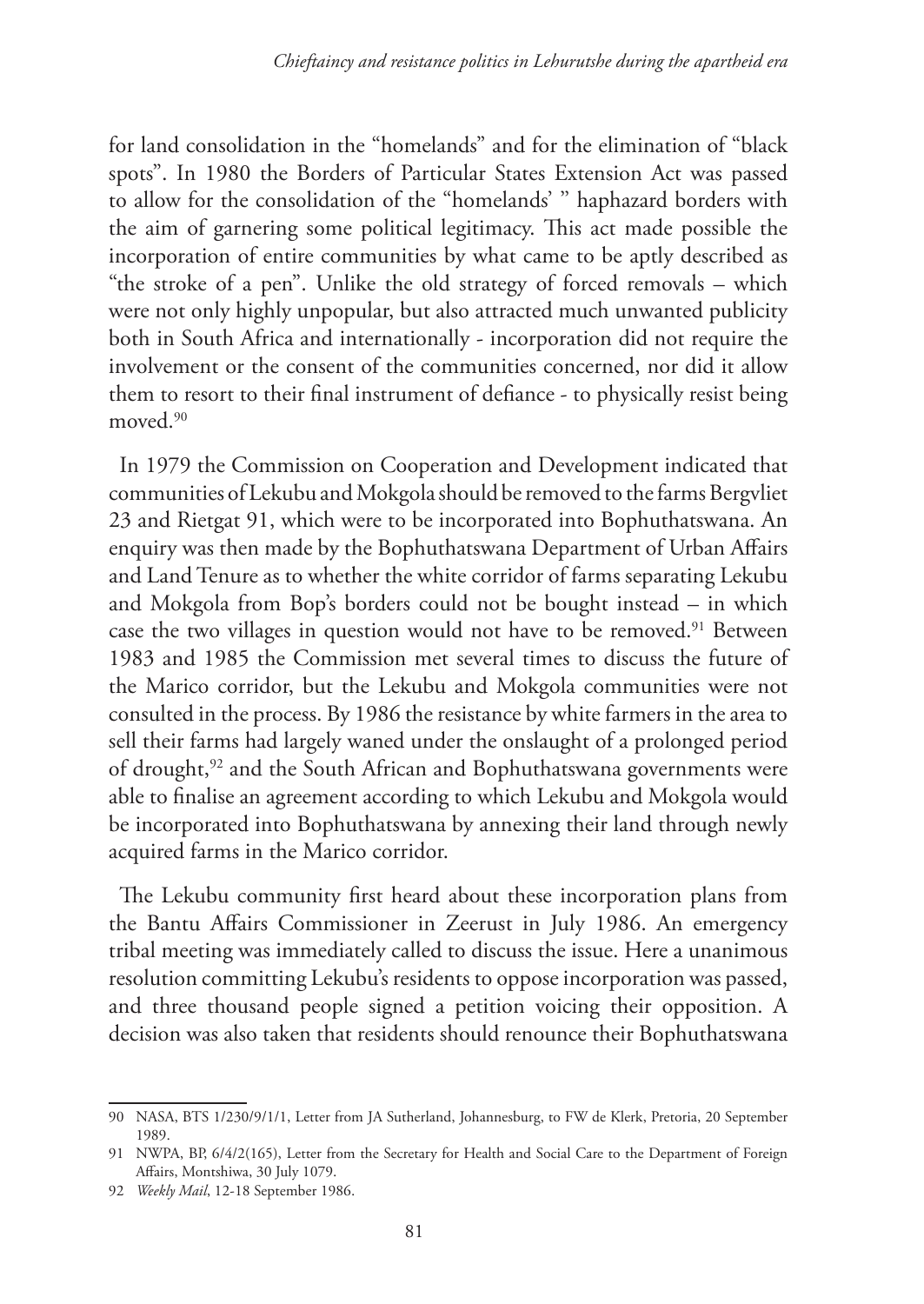for land consolidation in the "homelands" and for the elimination of "black spots". In 1980 the Borders of Particular States Extension Act was passed to allow for the consolidation of the "homelands' " haphazard borders with the aim of garnering some political legitimacy. This act made possible the incorporation of entire communities by what came to be aptly described as "the stroke of a pen". Unlike the old strategy of forced removals – which were not only highly unpopular, but also attracted much unwanted publicity both in South Africa and internationally - incorporation did not require the involvement or the consent of the communities concerned, nor did it allow them to resort to their final instrument of defiance - to physically resist being moved.[90]

In 1979 the Commission on Cooperation and Development indicated that communities of Lekubu and Mokgola should be removed to the farms Bergvliet 23 and Rietgat 91, which were to be incorporated into Bophuthatswana. An enquiry was then made by the Bophuthatswana Department of Urban Affairs and Land Tenure as to whether the white corridor of farms separating Lekubu and Mokgola from Bop's borders could not be bought instead – in which case the two villages in question would not have to be removed.[91] Between 1983 and 1985 the Commission met several times to discuss the future of the Marico corridor, but the Lekubu and Mokgola communities were not consulted in the process. By 1986 the resistance by white farmers in the area to sell their farms had largely waned under the onslaught of a prolonged period of drought,[92] and the South African and Bophuthatswana governments were able to finalise an agreement according to which Lekubu and Mokgola would be incorporated into Bophuthatswana by annexing their land through newly acquired farms in the Marico corridor.

The Lekubu community first heard about these incorporation plans from the Bantu Affairs Commissioner in Zeerust in July 1986. An emergency tribal meeting was immediately called to discuss the issue. Here a unanimous resolution committing Lekubu's residents to oppose incorporation was passed, and three thousand people signed a petition voicing their opposition. A decision was also taken that residents should renounce their Bophuthatswana

---

90 NASA, BTS 1/230/9/1/1, Letter from JA Sutherland, Johannesburg, to FW de Klerk, Pretoria, 20 September 1989.

91 NWPA, BP, 6/4/2(165), Letter from the Secretary for Health and Social Care to the Department of Foreign Affairs, Montshiwa, 30 July 1079.

92 *Weekly Mail*, 12-18 September 1986.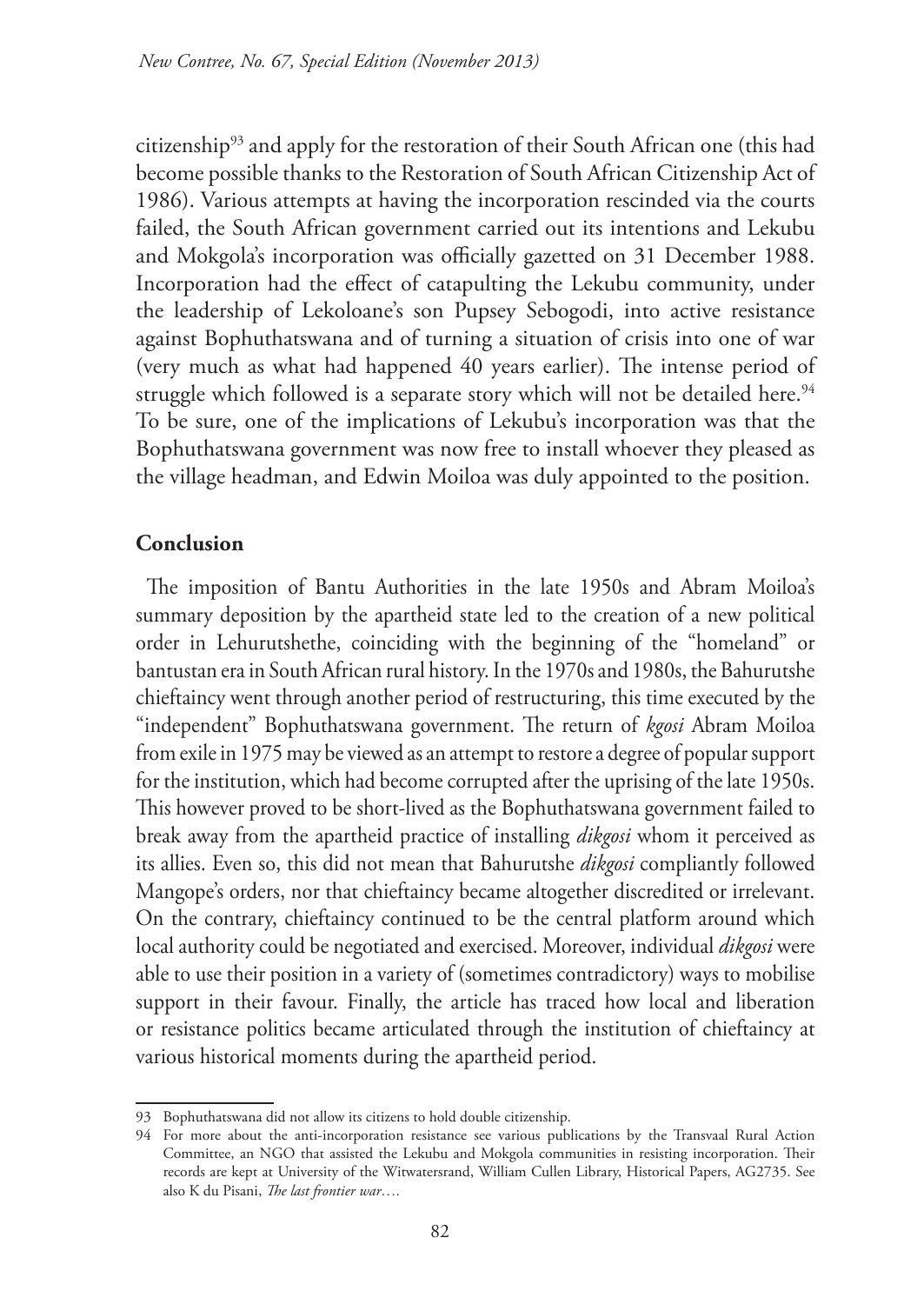citizenship[93] and apply for the restoration of their South African one (this had become possible thanks to the Restoration of South African Citizenship Act of 1986). Various attempts at having the incorporation rescinded via the courts failed, the South African government carried out its intentions and Lekubu and Mokgola's incorporation was officially gazetted on 31 December 1988. Incorporation had the effect of catapulting the Lekubu community, under the leadership of Lekoloane's son Pupsey Sebogodi, into active resistance against Bophuthatswana and of turning a situation of crisis into one of war (very much as what had happened 40 years earlier). The intense period of struggle which followed is a separate story which will not be detailed here.[94] To be sure, one of the implications of Lekubu's incorporation was that the Bophuthatswana government was now free to install whoever they pleased as the village headman, and Edwin Moiloa was duly appointed to the position.

## Conclusion

The imposition of Bantu Authorities in the late 1950s and Abram Moiloa's summary deposition by the apartheid state led to the creation of a new political order in Lehurutshethe, coinciding with the beginning of the "homeland" or bantustan era in South African rural history. In the 1970s and 1980s, the Bahurutshe chieftaincy went through another period of restructuring, this time executed by the "independent" Bophuthatswana government. The return of *kgosi* Abram Moiloa from exile in 1975 may be viewed as an attempt to restore a degree of popular support for the institution, which had become corrupted after the uprising of the late 1950s. This however proved to be short-lived as the Bophuthatswana government failed to break away from the apartheid practice of installing *dikgosi* whom it perceived as its allies. Even so, this did not mean that Bahurutshe *dikgosi* compliantly followed Mangope's orders, nor that chieftaincy became altogether discredited or irrelevant. On the contrary, chieftaincy continued to be the central platform around which local authority could be negotiated and exercised. Moreover, individual *dikgosi* were able to use their position in a variety of (sometimes contradictory) ways to mobilise support in their favour. Finally, the article has traced how local and liberation or resistance politics became articulated through the institution of chieftaincy at various historical moments during the apartheid period.

---

93 Bophuthatswana did not allow its citizens to hold double citizenship.

94 For more about the anti-incorporation resistance see various publications by the Transvaal Rural Action Committee, an NGO that assisted the Lekubu and Mokgola communities in resisting incorporation. Their records are kept at University of the Witwatersrand, William Cullen Library, Historical Papers, AG2735. See also K du Pisani, *The last frontier war*….